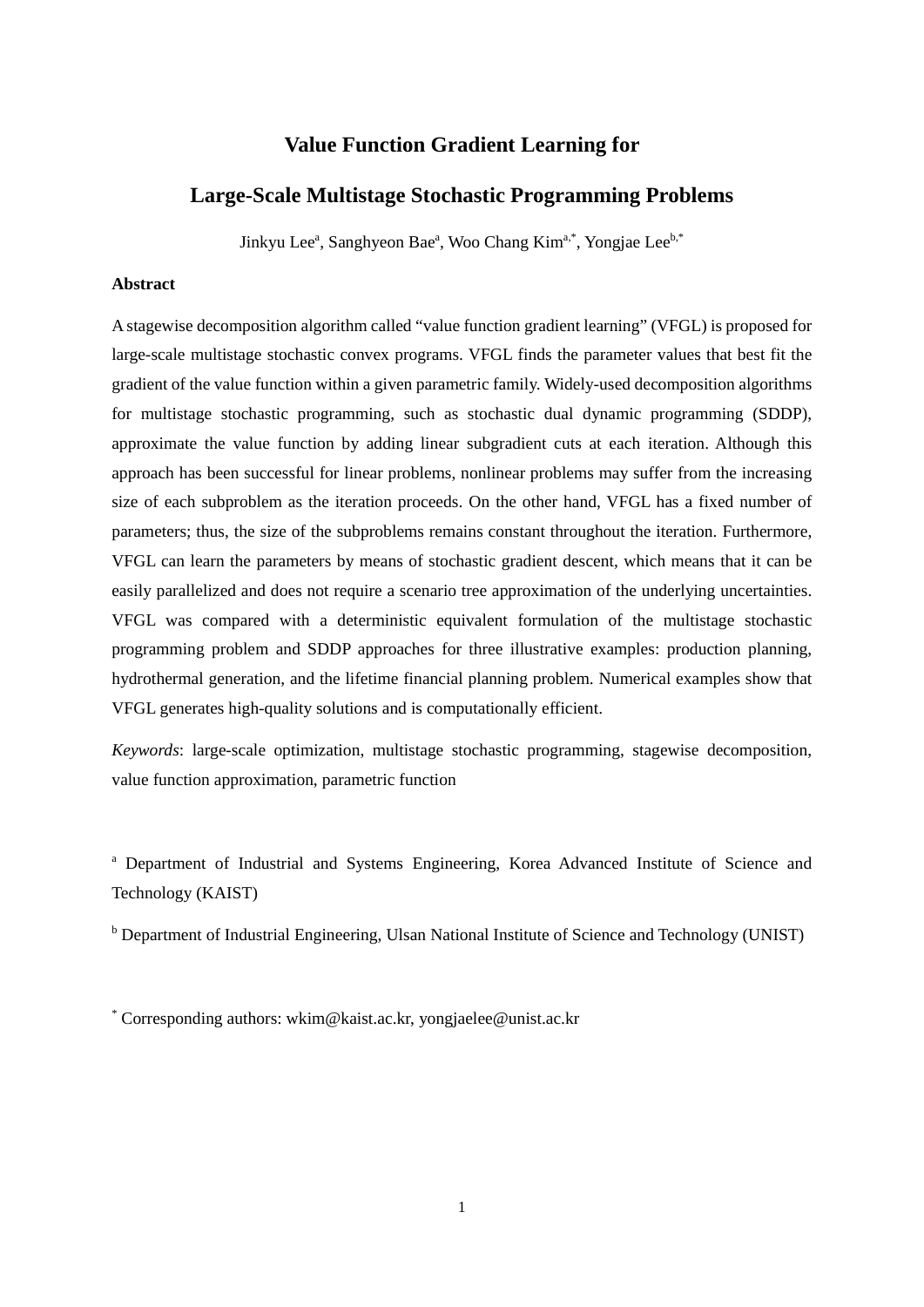# Value Function Gradient Learning for

# Large-Scale Multistage Stochastic Programming Problems

Jinkyu Lee[a], Sanghyeon Bae[a], Woo Chang Kim[a,*], Yongjae Lee[b,*]

**Abstract**

A stagewise decomposition algorithm called "value function gradient learning" (VFGL) is proposed for large-scale multistage stochastic convex programs. VFGL finds the parameter values that best fit the gradient of the value function within a given parametric family. Widely-used decomposition algorithms for multistage stochastic programming, such as stochastic dual dynamic programming (SDDP), approximate the value function by adding linear subgradient cuts at each iteration. Although this approach has been successful for linear problems, nonlinear problems may suffer from the increasing size of each subproblem as the iteration proceeds. On the other hand, VFGL has a fixed number of parameters; thus, the size of the subproblems remains constant throughout the iteration. Furthermore, VFGL can learn the parameters by means of stochastic gradient descent, which means that it can be easily parallelized and does not require a scenario tree approximation of the underlying uncertainties. VFGL was compared with a deterministic equivalent formulation of the multistage stochastic programming problem and SDDP approaches for three illustrative examples: production planning, hydrothermal generation, and the lifetime financial planning problem. Numerical examples show that VFGL generates high-quality solutions and is computationally efficient.

*Keywords*: large-scale optimization, multistage stochastic programming, stagewise decomposition, value function approximation, parametric function

[a] Department of Industrial and Systems Engineering, Korea Advanced Institute of Science and Technology (KAIST)

[b] Department of Industrial Engineering, Ulsan National Institute of Science and Technology (UNIST)

[*] Corresponding authors: wkim@kaist.ac.kr, yongjaelee@unist.ac.kr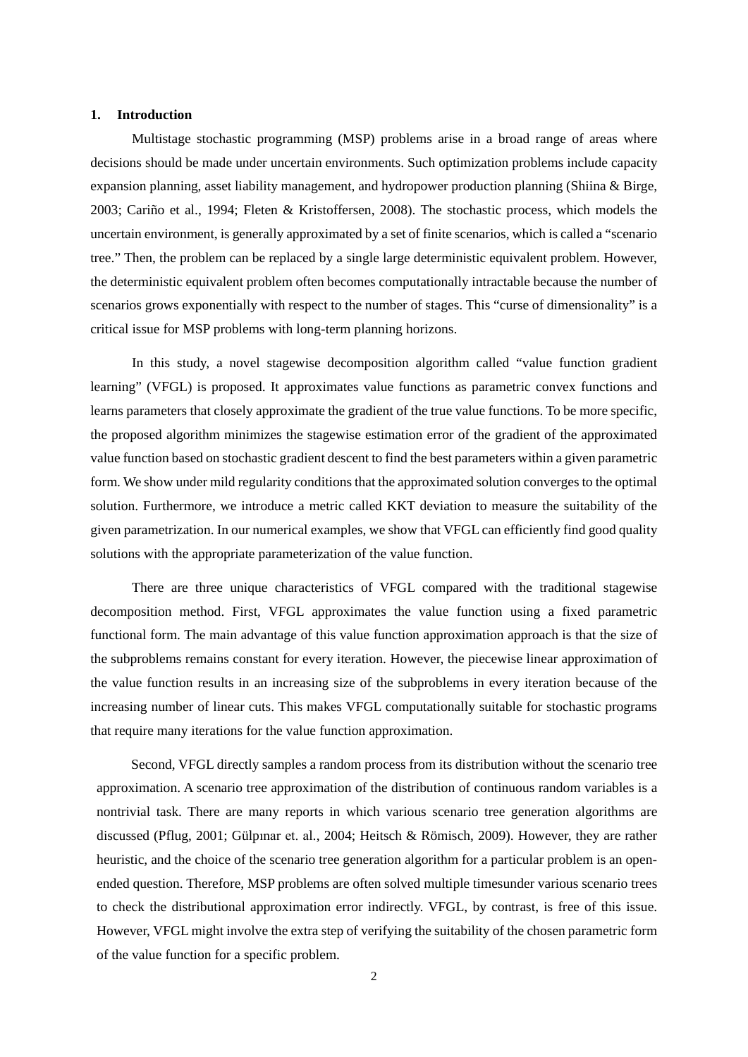## 1. Introduction

Multistage stochastic programming (MSP) problems arise in a broad range of areas where decisions should be made under uncertain environments. Such optimization problems include capacity expansion planning, asset liability management, and hydropower production planning (Shiina & Birge, 2003; Cariño et al., 1994; Fleten & Kristoffersen, 2008). The stochastic process, which models the uncertain environment, is generally approximated by a set of finite scenarios, which is called a "scenario tree." Then, the problem can be replaced by a single large deterministic equivalent problem. However, the deterministic equivalent problem often becomes computationally intractable because the number of scenarios grows exponentially with respect to the number of stages. This "curse of dimensionality" is a critical issue for MSP problems with long-term planning horizons.

In this study, a novel stagewise decomposition algorithm called "value function gradient learning" (VFGL) is proposed. It approximates value functions as parametric convex functions and learns parameters that closely approximate the gradient of the true value functions. To be more specific, the proposed algorithm minimizes the stagewise estimation error of the gradient of the approximated value function based on stochastic gradient descent to find the best parameters within a given parametric form. We show under mild regularity conditions that the approximated solution converges to the optimal solution. Furthermore, we introduce a metric called KKT deviation to measure the suitability of the given parametrization. In our numerical examples, we show that VFGL can efficiently find good quality solutions with the appropriate parameterization of the value function.

There are three unique characteristics of VFGL compared with the traditional stagewise decomposition method. First, VFGL approximates the value function using a fixed parametric functional form. The main advantage of this value function approximation approach is that the size of the subproblems remains constant for every iteration. However, the piecewise linear approximation of the value function results in an increasing size of the subproblems in every iteration because of the increasing number of linear cuts. This makes VFGL computationally suitable for stochastic programs that require many iterations for the value function approximation.

Second, VFGL directly samples a random process from its distribution without the scenario tree approximation. A scenario tree approximation of the distribution of continuous random variables is a nontrivial task. There are many reports in which various scenario tree generation algorithms are discussed (Pflug, 2001; Gülpınar et. al., 2004; Heitsch & Römisch, 2009). However, they are rather heuristic, and the choice of the scenario tree generation algorithm for a particular problem is an open-ended question. Therefore, MSP problems are often solved multiple timesunder various scenario trees to check the distributional approximation error indirectly. VFGL, by contrast, is free of this issue. However, VFGL might involve the extra step of verifying the suitability of the chosen parametric form of the value function for a specific problem.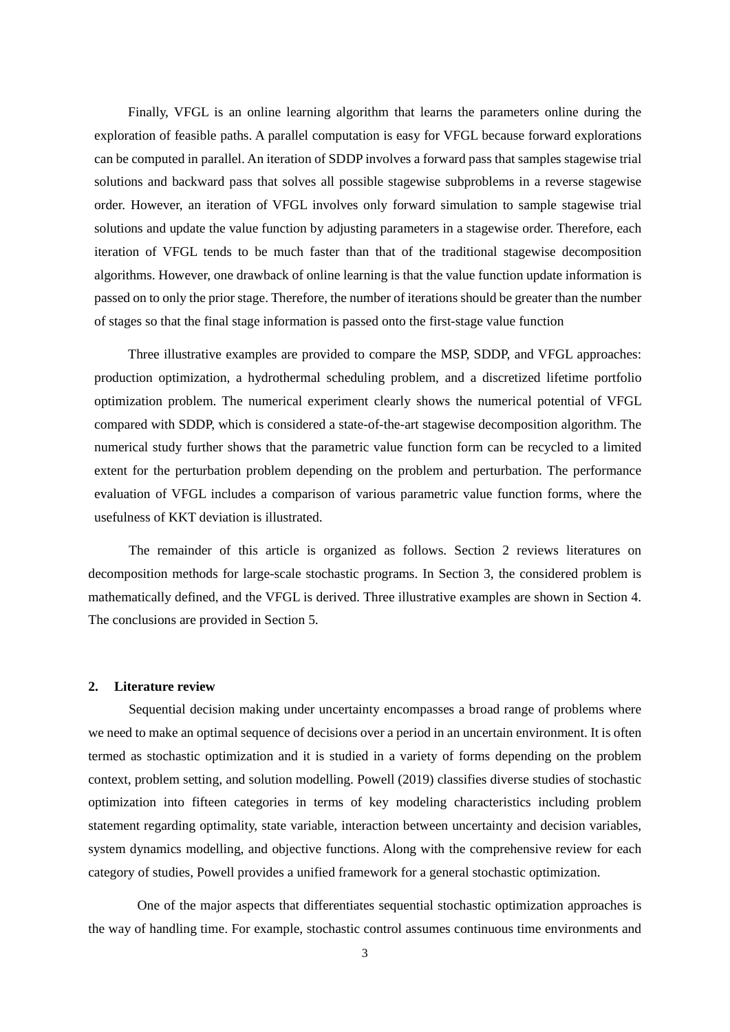Finally, VFGL is an online learning algorithm that learns the parameters online during the exploration of feasible paths. A parallel computation is easy for VFGL because forward explorations can be computed in parallel. An iteration of SDDP involves a forward pass that samples stagewise trial solutions and backward pass that solves all possible stagewise subproblems in a reverse stagewise order. However, an iteration of VFGL involves only forward simulation to sample stagewise trial solutions and update the value function by adjusting parameters in a stagewise order. Therefore, each iteration of VFGL tends to be much faster than that of the traditional stagewise decomposition algorithms. However, one drawback of online learning is that the value function update information is passed on to only the prior stage. Therefore, the number of iterations should be greater than the number of stages so that the final stage information is passed onto the first-stage value function

Three illustrative examples are provided to compare the MSP, SDDP, and VFGL approaches: production optimization, a hydrothermal scheduling problem, and a discretized lifetime portfolio optimization problem. The numerical experiment clearly shows the numerical potential of VFGL compared with SDDP, which is considered a state-of-the-art stagewise decomposition algorithm. The numerical study further shows that the parametric value function form can be recycled to a limited extent for the perturbation problem depending on the problem and perturbation. The performance evaluation of VFGL includes a comparison of various parametric value function forms, where the usefulness of KKT deviation is illustrated.

The remainder of this article is organized as follows. Section 2 reviews literatures on decomposition methods for large-scale stochastic programs. In Section 3, the considered problem is mathematically defined, and the VFGL is derived. Three illustrative examples are shown in Section 4. The conclusions are provided in Section 5.

## 2. Literature review

Sequential decision making under uncertainty encompasses a broad range of problems where we need to make an optimal sequence of decisions over a period in an uncertain environment. It is often termed as stochastic optimization and it is studied in a variety of forms depending on the problem context, problem setting, and solution modelling. Powell (2019) classifies diverse studies of stochastic optimization into fifteen categories in terms of key modeling characteristics including problem statement regarding optimality, state variable, interaction between uncertainty and decision variables, system dynamics modelling, and objective functions. Along with the comprehensive review for each category of studies, Powell provides a unified framework for a general stochastic optimization.

One of the major aspects that differentiates sequential stochastic optimization approaches is the way of handling time. For example, stochastic control assumes continuous time environments and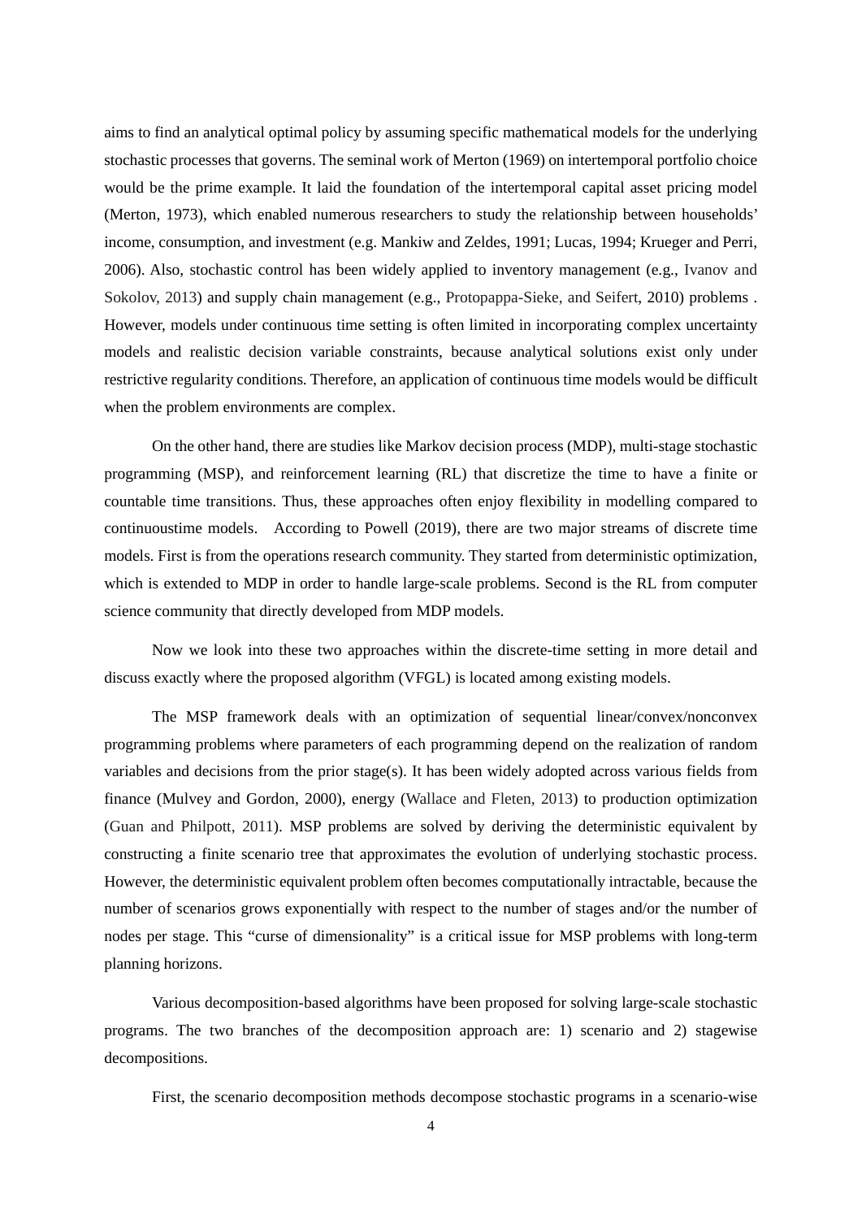aims to find an analytical optimal policy by assuming specific mathematical models for the underlying stochastic processes that governs. The seminal work of Merton (1969) on intertemporal portfolio choice would be the prime example. It laid the foundation of the intertemporal capital asset pricing model (Merton, 1973), which enabled numerous researchers to study the relationship between households' income, consumption, and investment (e.g. Mankiw and Zeldes, 1991; Lucas, 1994; Krueger and Perri, 2006). Also, stochastic control has been widely applied to inventory management (e.g., Ivanov and Sokolov, 2013) and supply chain management (e.g., Protopappa-Sieke, and Seifert, 2010) problems . However, models under continuous time setting is often limited in incorporating complex uncertainty models and realistic decision variable constraints, because analytical solutions exist only under restrictive regularity conditions. Therefore, an application of continuous time models would be difficult when the problem environments are complex.

On the other hand, there are studies like Markov decision process (MDP), multi-stage stochastic programming (MSP), and reinforcement learning (RL) that discretize the time to have a finite or countable time transitions. Thus, these approaches often enjoy flexibility in modelling compared to continuoustime models. According to Powell (2019), there are two major streams of discrete time models. First is from the operations research community. They started from deterministic optimization, which is extended to MDP in order to handle large-scale problems. Second is the RL from computer science community that directly developed from MDP models.

Now we look into these two approaches within the discrete-time setting in more detail and discuss exactly where the proposed algorithm (VFGL) is located among existing models.

The MSP framework deals with an optimization of sequential linear/convex/nonconvex programming problems where parameters of each programming depend on the realization of random variables and decisions from the prior stage(s). It has been widely adopted across various fields from finance (Mulvey and Gordon, 2000), energy (Wallace and Fleten, 2013) to production optimization (Guan and Philpott, 2011). MSP problems are solved by deriving the deterministic equivalent by constructing a finite scenario tree that approximates the evolution of underlying stochastic process. However, the deterministic equivalent problem often becomes computationally intractable, because the number of scenarios grows exponentially with respect to the number of stages and/or the number of nodes per stage. This "curse of dimensionality" is a critical issue for MSP problems with long-term planning horizons.

Various decomposition-based algorithms have been proposed for solving large-scale stochastic programs. The two branches of the decomposition approach are: 1) scenario and 2) stagewise decompositions.

First, the scenario decomposition methods decompose stochastic programs in a scenario-wise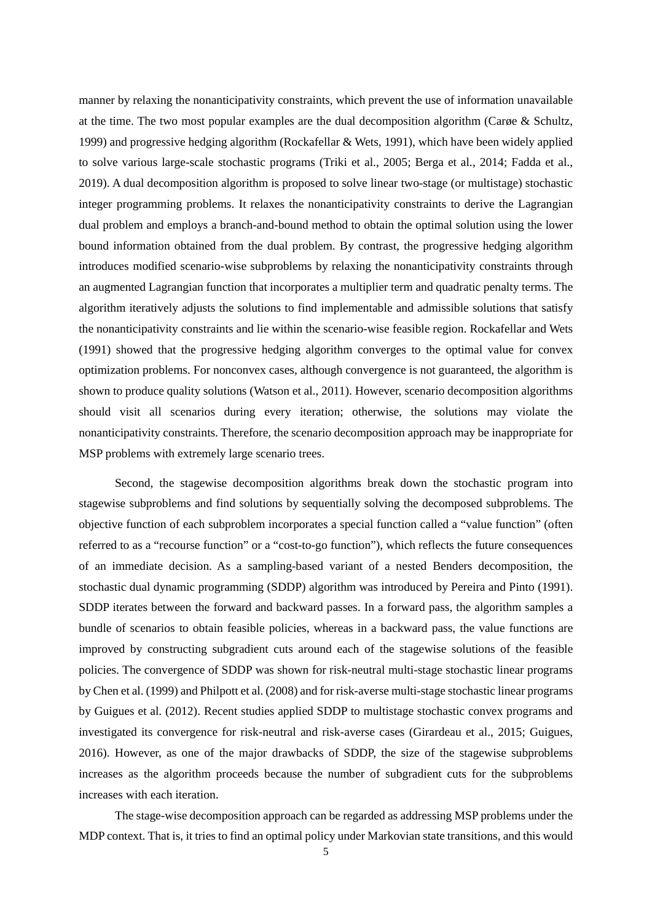manner by relaxing the nonanticipativity constraints, which prevent the use of information unavailable at the time. The two most popular examples are the dual decomposition algorithm (Carøe & Schultz, 1999) and progressive hedging algorithm (Rockafellar & Wets, 1991), which have been widely applied to solve various large-scale stochastic programs (Triki et al., 2005; Berga et al., 2014; Fadda et al., 2019). A dual decomposition algorithm is proposed to solve linear two-stage (or multistage) stochastic integer programming problems. It relaxes the nonanticipativity constraints to derive the Lagrangian dual problem and employs a branch-and-bound method to obtain the optimal solution using the lower bound information obtained from the dual problem. By contrast, the progressive hedging algorithm introduces modified scenario-wise subproblems by relaxing the nonanticipativity constraints through an augmented Lagrangian function that incorporates a multiplier term and quadratic penalty terms. The algorithm iteratively adjusts the solutions to find implementable and admissible solutions that satisfy the nonanticipativity constraints and lie within the scenario-wise feasible region. Rockafellar and Wets (1991) showed that the progressive hedging algorithm converges to the optimal value for convex optimization problems. For nonconvex cases, although convergence is not guaranteed, the algorithm is shown to produce quality solutions (Watson et al., 2011). However, scenario decomposition algorithms should visit all scenarios during every iteration; otherwise, the solutions may violate the nonanticipativity constraints. Therefore, the scenario decomposition approach may be inappropriate for MSP problems with extremely large scenario trees.

Second, the stagewise decomposition algorithms break down the stochastic program into stagewise subproblems and find solutions by sequentially solving the decomposed subproblems. The objective function of each subproblem incorporates a special function called a "value function" (often referred to as a "recourse function" or a "cost-to-go function"), which reflects the future consequences of an immediate decision. As a sampling-based variant of a nested Benders decomposition, the stochastic dual dynamic programming (SDDP) algorithm was introduced by Pereira and Pinto (1991). SDDP iterates between the forward and backward passes. In a forward pass, the algorithm samples a bundle of scenarios to obtain feasible policies, whereas in a backward pass, the value functions are improved by constructing subgradient cuts around each of the stagewise solutions of the feasible policies. The convergence of SDDP was shown for risk-neutral multi-stage stochastic linear programs by Chen et al. (1999) and Philpott et al. (2008) and for risk-averse multi-stage stochastic linear programs by Guigues et al. (2012). Recent studies applied SDDP to multistage stochastic convex programs and investigated its convergence for risk-neutral and risk-averse cases (Girardeau et al., 2015; Guigues, 2016). However, as one of the major drawbacks of SDDP, the size of the stagewise subproblems increases as the algorithm proceeds because the number of subgradient cuts for the subproblems increases with each iteration.

The stage-wise decomposition approach can be regarded as addressing MSP problems under the MDP context. That is, it tries to find an optimal policy under Markovian state transitions, and this would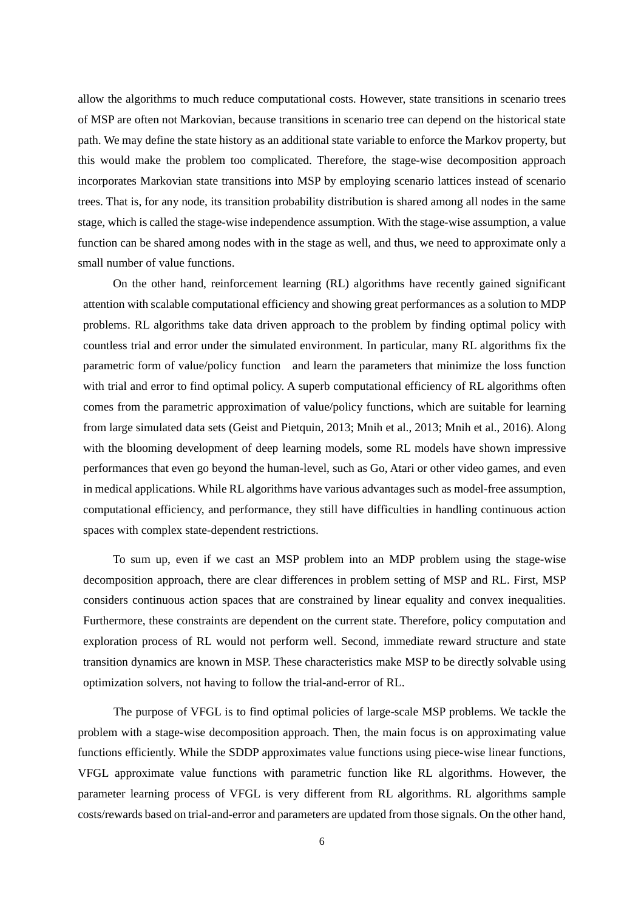allow the algorithms to much reduce computational costs. However, state transitions in scenario trees of MSP are often not Markovian, because transitions in scenario tree can depend on the historical state path. We may define the state history as an additional state variable to enforce the Markov property, but this would make the problem too complicated. Therefore, the stage-wise decomposition approach incorporates Markovian state transitions into MSP by employing scenario lattices instead of scenario trees. That is, for any node, its transition probability distribution is shared among all nodes in the same stage, which is called the stage-wise independence assumption. With the stage-wise assumption, a value function can be shared among nodes with in the stage as well, and thus, we need to approximate only a small number of value functions.

On the other hand, reinforcement learning (RL) algorithms have recently gained significant attention with scalable computational efficiency and showing great performances as a solution to MDP problems. RL algorithms take data driven approach to the problem by finding optimal policy with countless trial and error under the simulated environment. In particular, many RL algorithms fix the parametric form of value/policy function and learn the parameters that minimize the loss function with trial and error to find optimal policy. A superb computational efficiency of RL algorithms often comes from the parametric approximation of value/policy functions, which are suitable for learning from large simulated data sets (Geist and Pietquin, 2013; Mnih et al., 2013; Mnih et al., 2016). Along with the blooming development of deep learning models, some RL models have shown impressive performances that even go beyond the human-level, such as Go, Atari or other video games, and even in medical applications. While RL algorithms have various advantages such as model-free assumption, computational efficiency, and performance, they still have difficulties in handling continuous action spaces with complex state-dependent restrictions.

To sum up, even if we cast an MSP problem into an MDP problem using the stage-wise decomposition approach, there are clear differences in problem setting of MSP and RL. First, MSP considers continuous action spaces that are constrained by linear equality and convex inequalities. Furthermore, these constraints are dependent on the current state. Therefore, policy computation and exploration process of RL would not perform well. Second, immediate reward structure and state transition dynamics are known in MSP. These characteristics make MSP to be directly solvable using optimization solvers, not having to follow the trial-and-error of RL.

The purpose of VFGL is to find optimal policies of large-scale MSP problems. We tackle the problem with a stage-wise decomposition approach. Then, the main focus is on approximating value functions efficiently. While the SDDP approximates value functions using piece-wise linear functions, VFGL approximate value functions with parametric function like RL algorithms. However, the parameter learning process of VFGL is very different from RL algorithms. RL algorithms sample costs/rewards based on trial-and-error and parameters are updated from those signals. On the other hand,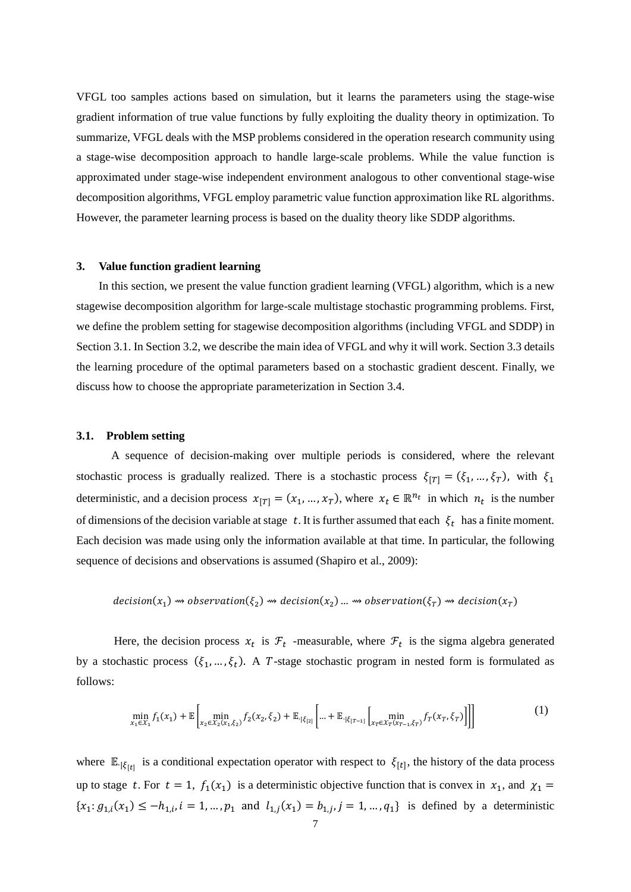VFGL too samples actions based on simulation, but it learns the parameters using the stage-wise gradient information of true value functions by fully exploiting the duality theory in optimization. To summarize, VFGL deals with the MSP problems considered in the operation research community using a stage-wise decomposition approach to handle large-scale problems. While the value function is approximated under stage-wise independent environment analogous to other conventional stage-wise decomposition algorithms, VFGL employ parametric value function approximation like RL algorithms. However, the parameter learning process is based on the duality theory like SDDP algorithms.

## 3. Value function gradient learning

In this section, we present the value function gradient learning (VFGL) algorithm, which is a new stagewise decomposition algorithm for large-scale multistage stochastic programming problems. First, we define the problem setting for stagewise decomposition algorithms (including VFGL and SDDP) in Section 3.1. In Section 3.2, we describe the main idea of VFGL and why it will work. Section 3.3 details the learning procedure of the optimal parameters based on a stochastic gradient descent. Finally, we discuss how to choose the appropriate parameterization in Section 3.4.

### 3.1. Problem setting

A sequence of decision-making over multiple periods is considered, where the relevant stochastic process is gradually realized. There is a stochastic process $\xi_{[T]} = (\xi_1, \ldots, \xi_T)$, with $\xi_1$ deterministic, and a decision process $x_{[T]} = (x_1, \ldots, x_T)$, where $x_t \in \mathbb{R}^{n_t}$ in which $n_t$ is the number of dimensions of the decision variable at stage $t$. It is further assumed that each $\xi_t$ has a finite moment. Each decision was made using only the information available at that time. In particular, the following sequence of decisions and observations is assumed (Shapiro et al., 2009):

$$decision(x_1) \rightsquigarrow observation(\xi_2) \rightsquigarrow decision(x_2) \ldots \rightsquigarrow observation(\xi_T) \rightsquigarrow decision(x_T)$$

Here, the decision process $x_t$ is $\mathcal{F}_t$ -measurable, where $\mathcal{F}_t$ is the sigma algebra generated by a stochastic process $(\xi_1, \ldots, \xi_t)$. A $T$-stage stochastic program in nested form is formulated as follows:

$$\min_{x_1 \in X_1} f_1(x_1) + \mathbb{E}\left[\min_{x_2 \in X_2(x_1,\xi_2)} f_2(x_2, \xi_2) + \mathbb{E}_{\cdot|\xi_{[2]}}\left[\ldots + \mathbb{E}_{\cdot|\xi_{[T-1]}}\left[\min_{x_T \in X_T(x_{T-1},\xi_T)} f_T(x_T, \xi_T)\right]\right]\right] \tag{1}$$

where $\mathbb{E}_{\cdot|\xi_{[t]}}$ is a conditional expectation operator with respect to $\xi_{[t]}$, the history of the data process up to stage $t$. For $t = 1$, $f_1(x_1)$ is a deterministic objective function that is convex in $x_1$, and $\chi_1 = \{x_1: g_{1,i}(x_1) \leq -h_{1,i}, i = 1, \ldots, p_1$ and $l_{1,j}(x_1) = b_{1,j}, j = 1, \ldots, q_1\}$ is defined by a deterministic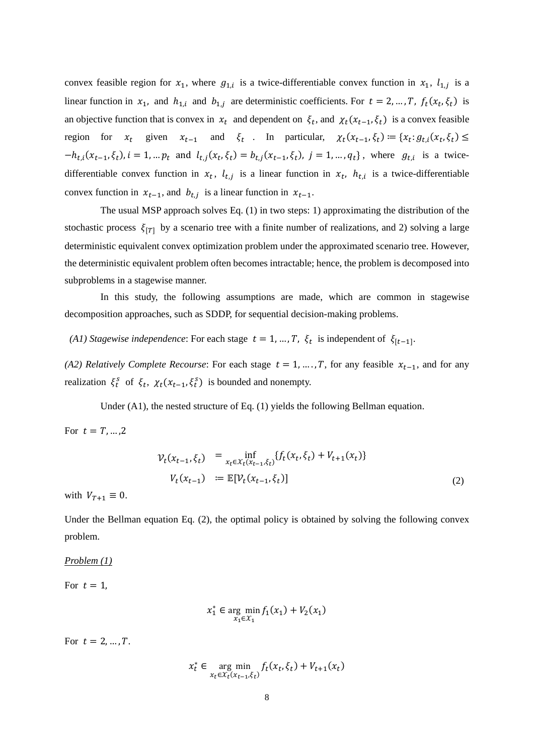convex feasible region for $x_1$, where $g_{1,i}$ is a twice-differentiable convex function in $x_1$, $l_{1,j}$ is a linear function in $x_1$, and $h_{1,i}$ and $b_{1,j}$ are deterministic coefficients. For $t = 2, \ldots, T$, $f_t(x_t, \xi_t)$ is an objective function that is convex in $x_t$ and dependent on $\xi_t$, and $\chi_t(x_{t-1}, \xi_t)$ is a convex feasible region for $x_t$ given $x_{t-1}$ and $\xi_t$. In particular, $\chi_t(x_{t-1}, \xi_t) \coloneqq \{x_t : g_{t,i}(x_t, \xi_t) \leq -h_{t,i}(x_{t-1}, \xi_t), i = 1, \ldots p_t$ and $l_{t,j}(x_t, \xi_t) = b_{t,j}(x_{t-1}, \xi_t),\ j = 1, \ldots, q_t\}$, where $g_{t,i}$ is a twice-differentiable convex function in $x_t$, $l_{t,j}$ is a linear function in $x_t$, $h_{t,i}$ is a twice-differentiable convex function in $x_{t-1}$, and $b_{t,j}$ is a linear function in $x_{t-1}$.

The usual MSP approach solves Eq. (1) in two steps: 1) approximating the distribution of the stochastic process $\xi_{[T]}$ by a scenario tree with a finite number of realizations, and 2) solving a large deterministic equivalent convex optimization problem under the approximated scenario tree. However, the deterministic equivalent problem often becomes intractable; hence, the problem is decomposed into subproblems in a stagewise manner.

In this study, the following assumptions are made, which are common in stagewise decomposition approaches, such as SDDP, for sequential decision-making problems.

*(A1) Stagewise independence*: For each stage $t = 1, \ldots, T$, $\xi_t$ is independent of $\xi_{[t-1]}$.

*(A2) Relatively Complete Recourse*: For each stage $t = 1, \ldots, T$, for any feasible $x_{t-1}$, and for any realization $\xi_t^s$ of $\xi_t$, $\chi_t(x_{t-1}, \xi_t^s)$ is bounded and nonempty.

Under (A1), the nested structure of Eq. (1) yields the following Bellman equation.

For $t = T, \ldots, 2$

$$
\begin{aligned}
\mathcal{V}_t(x_{t-1}, \xi_t) &= \inf_{x_t \in \mathcal{X}_t(x_{t-1}, \xi_t)} \{f_t(x_t, \xi_t) + V_{t+1}(x_t)\} \\
V_t(x_{t-1}) &\coloneqq \mathbb{E}[\mathcal{V}_t(x_{t-1}, \xi_t)]
\end{aligned}
\tag{2}
$$

with $V_{T+1} \equiv 0$.

Under the Bellman equation Eq. (2), the optimal policy is obtained by solving the following convex problem.

<u>*Problem (1)*</u>

For $t = 1$,

$$
x_1^* \in \arg \min_{x_1 \in \mathcal{X}_1} f_1(x_1) + V_2(x_1)
$$

For $t = 2, \ldots, T$.

$$
x_t^* \in \arg \min_{x_t \in \mathcal{X}_t(x_{t-1}, \xi_t)} f_t(x_t, \xi_t) + V_{t+1}(x_t)
$$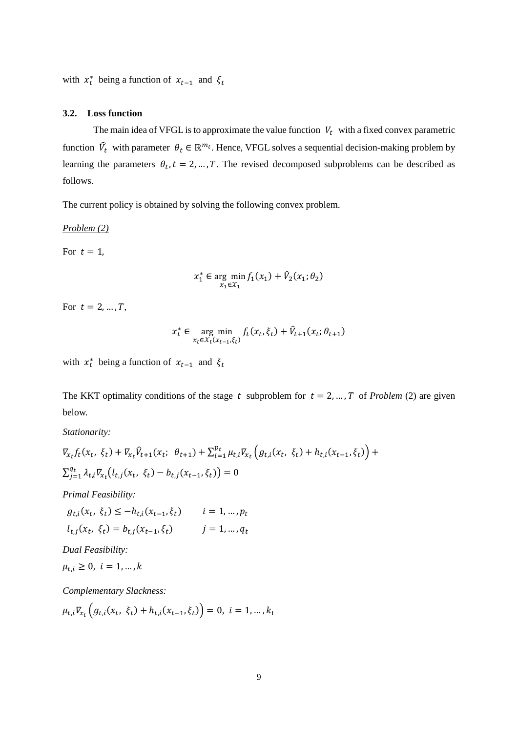with $x_t^*$ being a function of $x_{t-1}$ and $\xi_t$

### 3.2. Loss function

The main idea of VFGL is to approximate the value function $V_t$ with a fixed convex parametric function $\widehat{V}_t$ with parameter $\theta_t \in \mathbb{R}^{m_t}$. Hence, VFGL solves a sequential decision-making problem by learning the parameters $\theta_t, t = 2, \ldots, T$. The revised decomposed subproblems can be described as follows.

The current policy is obtained by solving the following convex problem.

<u>*Problem (2)*</u>

For $t = 1$,

$$x_1^* \in \arg\min_{x_1 \in \mathcal{X}_1} f_1(x_1) + \hat{V}_2(x_1; \theta_2)$$

For $t = 2, \ldots, T$,

$$x_t^* \in \arg\min_{x_t \in \mathcal{X}_t(x_{t-1}, \xi_t)} f_t(x_t, \xi_t) + \hat{V}_{t+1}(x_t; \theta_{t+1})$$

with $x_t^*$ being a function of $x_{t-1}$ and $\xi_t$

The KKT optimality conditions of the stage $t$ subproblem for $t = 2, \ldots, T$ of *Problem* (2) are given below.

*Stationarity:*

$$\nabla_{x_t} f_t(x_t, \xi_t) + \nabla_{x_t} \hat{V}_{t+1}(x_t; \theta_{t+1}) + \sum_{i=1}^{p_t} \mu_{t,i} \nabla_{x_t} \left( g_{t,i}(x_t, \xi_t) + h_{t,i}(x_{t-1}, \xi_t) \right) + \sum_{j=1}^{q_t} \lambda_{t,i} \nabla_{x_t} \left( l_{t,j}(x_t, \xi_t) - b_{t,j}(x_{t-1}, \xi_t) \right) = 0$$

*Primal Feasibility:*

$$g_{t,i}(x_t, \xi_t) \leq -h_{t,i}(x_{t-1}, \xi_t) \qquad i = 1, \ldots, p_t$$

$$l_{t,j}(x_t, \xi_t) = b_{t,j}(x_{t-1}, \xi_t) \qquad j = 1, \ldots, q_t$$

*Dual Feasibility:*

$\mu_{t,i} \geq 0, \ i = 1, \ldots, k$

*Complementary Slackness:*

$$\mu_{t,i} \nabla_{x_t} \left( g_{t,i}(x_t, \xi_t) + h_{t,i}(x_{t-1}, \xi_t) \right) = 0, \ i = 1, \ldots, k_t$$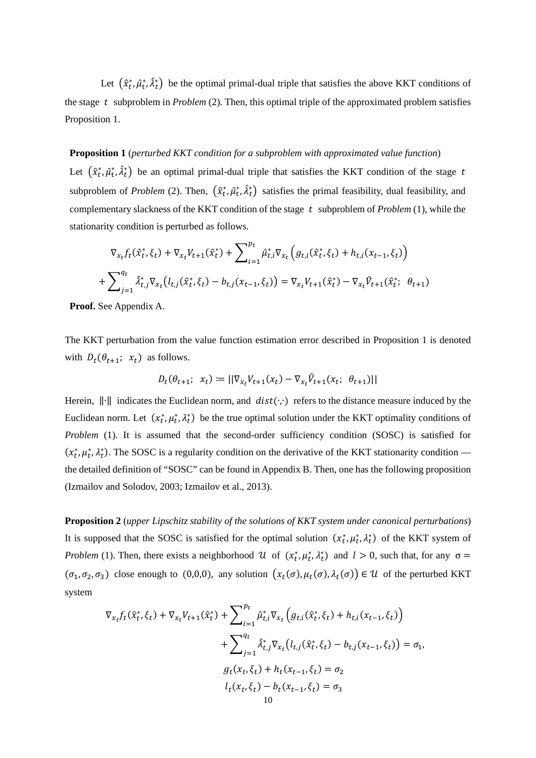Let $(\hat{x}_t^*, \hat{\mu}_t^*, \hat{\lambda}_t^*)$ be the optimal primal-dual triple that satisfies the above KKT conditions of the stage $t$ subproblem in *Problem* (2). Then, this optimal triple of the approximated problem satisfies Proposition 1.

**Proposition 1** (*perturbed KKT condition for a subproblem with approximated value function*)
Let $(\hat{x}_t^*, \hat{\mu}_t^*, \hat{\lambda}_t^*)$ be an optimal primal-dual triple that satisfies the KKT condition of the stage $t$ subproblem of *Problem* (2). Then, $(\hat{x}_t^*, \hat{\mu}_t^*, \hat{\lambda}_t^*)$ satisfies the primal feasibility, dual feasibility, and complementary slackness of the KKT condition of the stage $t$ subproblem of *Problem* (1), while the stationarity condition is perturbed as follows.

$$\nabla_{x_t} f_t(\hat{x}_t^*, \xi_t) + \nabla_{x_t} V_{t+1}(\hat{x}_t^*) + \sum_{i=1}^{p_t} \hat{\mu}_{t,i}^* \nabla_{x_t} \left( g_{t,i}(\hat{x}_t^*, \xi_t) + h_{t,i}(x_{t-1}, \xi_t) \right)$$
$$+ \sum_{j=1}^{q_t} \hat{\lambda}_{t,j}^* \nabla_{x_t} \left( l_{t,j}(\hat{x}_t^*, \xi_t) - b_{t,j}(x_{t-1}, \xi_t) \right) = \nabla_{x_t} V_{t+1}(\hat{x}_t^*) - \nabla_{x_t} \hat{V}_{t+1}(\hat{x}_t^*;\ \theta_{t+1})$$

**Proof.** See Appendix A.

The KKT perturbation from the value function estimation error described in Proposition 1 is denoted with $D_t(\theta_{t+1};\ x_t)$ as follows.

$$D_t(\theta_{t+1};\ x_t) \coloneqq ||\nabla_{x_t} V_{t+1}(x_t) - \nabla_{x_t} \hat{V}_{t+1}(x_t;\ \theta_{t+1})||$$

Herein, $\|\cdot\|$ indicates the Euclidean norm, and $dist(\cdot,\cdot)$ refers to the distance measure induced by the Euclidean norm. Let $(x_t^*, \mu_t^*, \lambda_t^*)$ be the true optimal solution under the KKT optimality conditions of *Problem* (1). It is assumed that the second-order sufficiency condition (SOSC) is satisfied for $(x_t^*, \mu_t^*, \lambda_t^*)$. The SOSC is a regularity condition on the derivative of the KKT stationarity condition — the detailed definition of "SOSC" can be found in Appendix B. Then, one has the following proposition (Izmailov and Solodov, 2003; Izmailov et al., 2013).

**Proposition 2** (*upper Lipschitz stability of the solutions of KKT system under canonical perturbations*)
It is supposed that the SOSC is satisfied for the optimal solution $(x_t^*, \mu_t^*, \lambda_t^*)$ of the KKT system of *Problem* (1). Then, there exists a neighborhood $\mathcal{U}$ of $(x_t^*, \mu_t^*, \lambda_t^*)$ and $l > 0$, such that, for any $\sigma = (\sigma_1, \sigma_2, \sigma_3)$ close enough to $(0,0,0)$, any solution $\left(x_t(\sigma), \mu_t(\sigma), \lambda_t(\sigma)\right) \in \mathcal{U}$ of the perturbed KKT system

$$\nabla_{x_t} f_t(\hat{x}_t^*, \xi_t) + \nabla_{x_t} V_{t+1}(\hat{x}_t^*) + \sum_{i=1}^{p_t} \hat{\mu}_{t,i}^* \nabla_{x_t} \left( g_{t,i}(\hat{x}_t^*, \xi_t) + h_{t,i}(x_{t-1}, \xi_t) \right)$$
$$+ \sum_{j=1}^{q_t} \hat{\lambda}_{t,j}^* \nabla_{x_t} \left( l_{t,j}(\hat{x}_t^*, \xi_t) - b_{t,j}(x_{t-1}, \xi_t) \right) = \sigma_1,$$
$$g_t(x_t, \xi_t) + h_t(x_{t-1}, \xi_t) = \sigma_2$$
$$l_t(x_t, \xi_t) - b_t(x_{t-1}, \xi_t) = \sigma_3$$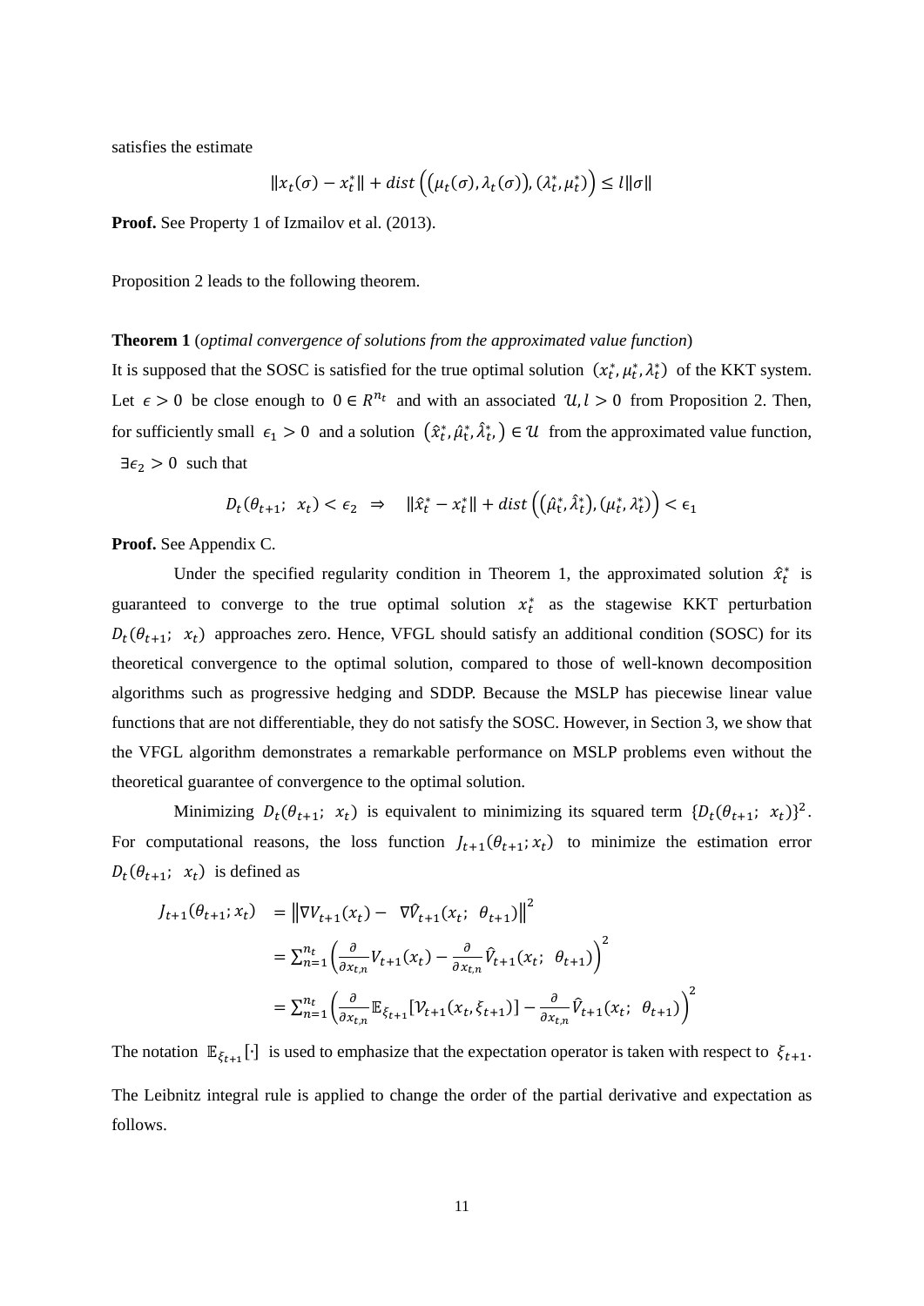satisfies the estimate

$$\|x_t(\sigma) - x_t^*\| + dist\left(\left(\mu_t(\sigma), \lambda_t(\sigma)\right), (\lambda_t^*, \mu_t^*)\right) \leq l\|\sigma\|$$

**Proof.** See Property 1 of Izmailov et al. (2013).

Proposition 2 leads to the following theorem.

**Theorem 1** (*optimal convergence of solutions from the approximated value function*)

It is supposed that the SOSC is satisfied for the true optimal solution $(x_t^*, \mu_t^*, \lambda_t^*)$ of the KKT system. Let $\epsilon > 0$ be close enough to $0 \in R^{n_t}$ and with an associated $\mathcal{U}, l > 0$ from Proposition 2. Then, for sufficiently small $\epsilon_1 > 0$ and a solution $\left(\hat{x}_t^*, \hat{\mu}_t^*, \hat{\lambda}_t^*,\right) \in \mathcal{U}$ from the approximated value function, $\exists \epsilon_2 > 0$ such that

$$D_t(\theta_{t+1};\ x_t) < \epsilon_2 \ \Rightarrow \ \ \|\hat{x}_t^* - x_t^*\| + dist\left(\left(\hat{\mu}_t^*, \hat{\lambda}_t^*\right), (\mu_t^*, \lambda_t^*)\right) < \epsilon_1$$

**Proof.** See Appendix C.

Under the specified regularity condition in Theorem 1, the approximated solution $\hat{x}_t^*$ is guaranteed to converge to the true optimal solution $x_t^*$ as the stagewise KKT perturbation $D_t(\theta_{t+1};\ x_t)$ approaches zero. Hence, VFGL should satisfy an additional condition (SOSC) for its theoretical convergence to the optimal solution, compared to those of well-known decomposition algorithms such as progressive hedging and SDDP. Because the MSLP has piecewise linear value functions that are not differentiable, they do not satisfy the SOSC. However, in Section 3, we show that the VFGL algorithm demonstrates a remarkable performance on MSLP problems even without the theoretical guarantee of convergence to the optimal solution.

Minimizing $D_t(\theta_{t+1};\ x_t)$ is equivalent to minimizing its squared term $\{D_t(\theta_{t+1};\ x_t)\}^2$. For computational reasons, the loss function $J_{t+1}(\theta_{t+1}; x_t)$ to minimize the estimation error $D_t(\theta_{t+1};\ x_t)$ is defined as

$$\begin{aligned}
J_{t+1}(\theta_{t+1}; x_t) &= \left\|\nabla V_{t+1}(x_t) - \nabla \hat{V}_{t+1}(x_t;\ \theta_{t+1})\right\|^2 \\
&= \sum_{n=1}^{n_t}\left(\frac{\partial}{\partial x_{t,n}} V_{t+1}(x_t) - \frac{\partial}{\partial x_{t,n}} \hat{V}_{t+1}(x_t;\ \theta_{t+1})\right)^2 \\
&= \sum_{n=1}^{n_t}\left(\frac{\partial}{\partial x_{t,n}} \mathbb{E}_{\xi_{t+1}}[\mathcal{V}_{t+1}(x_t, \xi_{t+1})] - \frac{\partial}{\partial x_{t,n}} \hat{V}_{t+1}(x_t;\ \theta_{t+1})\right)^2
\end{aligned}$$

The notation $\mathbb{E}_{\xi_{t+1}}[\cdot]$ is used to emphasize that the expectation operator is taken with respect to $\xi_{t+1}$.

The Leibnitz integral rule is applied to change the order of the partial derivative and expectation as follows.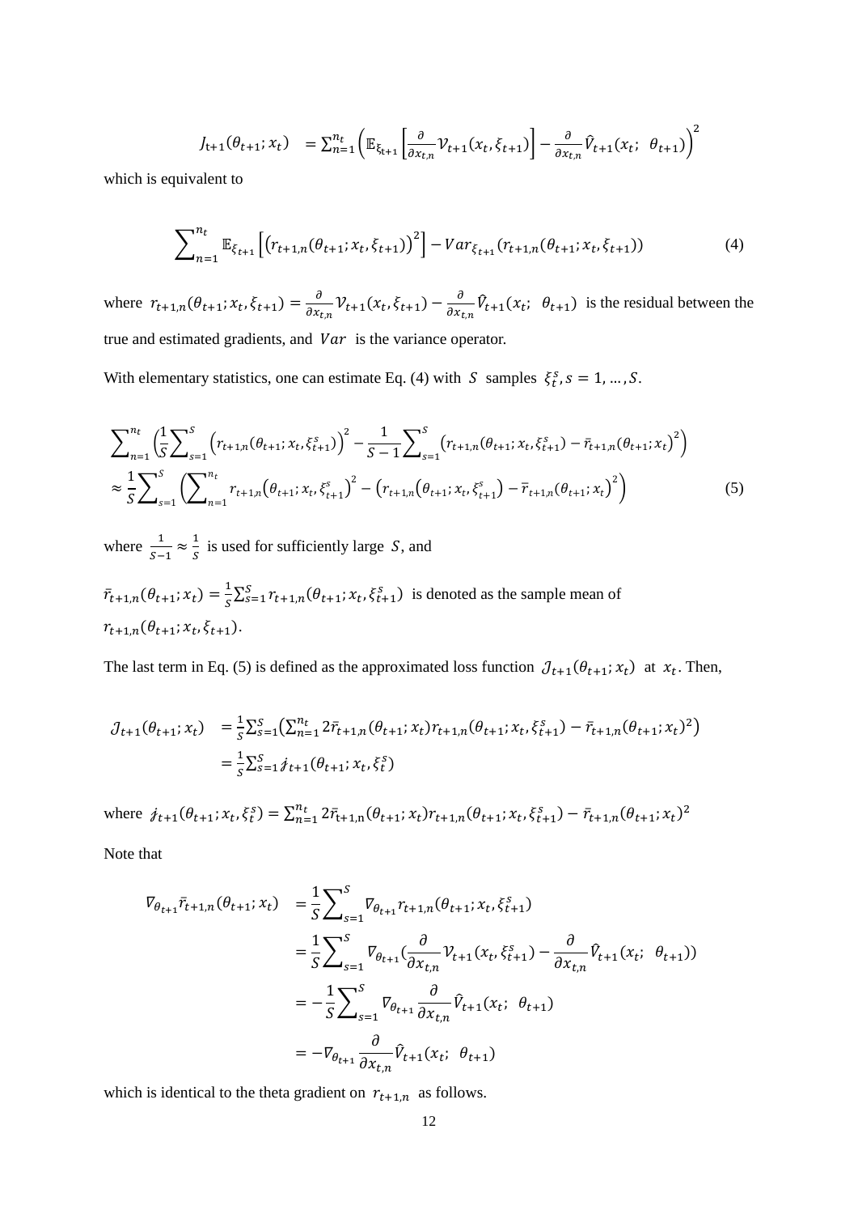$$J_{t+1}(\theta_{t+1}; x_t) \quad = \sum_{n=1}^{n_t} \left( \mathbb{E}_{\xi_{t+1}} \left[ \frac{\partial}{\partial x_{t,n}} \mathcal{V}_{t+1}(x_t, \xi_{t+1}) \right] - \frac{\partial}{\partial x_{t,n}} \hat{V}_{t+1}(x_t;\ \theta_{t+1}) \right)^2$$

which is equivalent to

$$\sum_{n=1}^{n_t} \mathbb{E}_{\xi_{t+1}} \left[ \left( r_{t+1,n}(\theta_{t+1}; x_t, \xi_{t+1}) \right)^2 \right] - Var_{\xi_{t+1}}(r_{t+1,n}(\theta_{t+1}; x_t, \xi_{t+1})) \tag{4}$$

where $r_{t+1,n}(\theta_{t+1}; x_t, \xi_{t+1}) = \frac{\partial}{\partial x_{t,n}} \mathcal{V}_{t+1}(x_t, \xi_{t+1}) - \frac{\partial}{\partial x_{t,n}} \hat{V}_{t+1}(x_t;\ \theta_{t+1})$ is the residual between the true and estimated gradients, and $Var$ is the variance operator.

With elementary statistics, one can estimate Eq. (4) with $S$ samples $\xi_t^s, s = 1, \ldots, S$.

$$\begin{aligned}
&\sum_{n=1}^{n_t} \left( \frac{1}{S} \sum_{s=1}^{S} \left( r_{t+1,n}(\theta_{t+1}; x_t, \xi_{t+1}^s) \right)^2 - \frac{1}{S-1} \sum_{s=1}^{S} \left( r_{t+1,n}(\theta_{t+1}; x_t, \xi_{t+1}^s) - \bar{r}_{t+1,n}(\theta_{t+1}; x_t) \right)^2 \right) \\
&\approx \frac{1}{S} \sum_{s=1}^{S} \left( \sum_{n=1}^{n_t} r_{t+1,n}\left(\theta_{t+1}; x_t, \xi_{t+1}^s\right)^2 - \left( r_{t+1,n}\left(\theta_{t+1}; x_t, \xi_{t+1}^s\right) - \bar{r}_{t+1,n}(\theta_{t+1}; x_t) \right)^2 \right)
\end{aligned} \tag{5}$$

where $\frac{1}{S-1} \approx \frac{1}{S}$ is used for sufficiently large $S$, and

$\bar{r}_{t+1,n}(\theta_{t+1}; x_t) = \frac{1}{S} \sum_{s=1}^{S} r_{t+1,n}(\theta_{t+1}; x_t, \xi_{t+1}^s)$ is denoted as the sample mean of $r_{t+1,n}(\theta_{t+1}; x_t, \xi_{t+1})$.

The last term in Eq. (5) is defined as the approximated loss function $\mathcal{J}_{t+1}(\theta_{t+1}; x_t)$ at $x_t$. Then,

$$\begin{aligned}
\mathcal{J}_{t+1}(\theta_{t+1}; x_t) \quad &= \frac{1}{S} \sum_{s=1}^{S} \left( \sum_{n=1}^{n_t} 2 \bar{r}_{t+1,n}(\theta_{t+1}; x_t) r_{t+1,n}(\theta_{t+1}; x_t, \xi_{t+1}^s) - \bar{r}_{t+1,n}(\theta_{t+1}; x_t)^2 \right) \\
&= \frac{1}{S} \sum_{s=1}^{S} \jmath_{t+1}(\theta_{t+1}; x_t, \xi_t^s)
\end{aligned}$$

where $\jmath_{t+1}(\theta_{t+1}; x_t, \xi_t^s) = \sum_{n=1}^{n_t} 2 \bar{r}_{t+1,n}(\theta_{t+1}; x_t) r_{t+1,n}(\theta_{t+1}; x_t, \xi_{t+1}^s) - \bar{r}_{t+1,n}(\theta_{t+1}; x_t)^2$

Note that

$$\begin{aligned}
\nabla_{\theta_{t+1}} \bar{r}_{t+1,n}(\theta_{t+1}; x_t) \quad &= \frac{1}{S} \sum_{s=1}^{S} \nabla_{\theta_{t+1}} r_{t+1,n}(\theta_{t+1}; x_t, \xi_{t+1}^s) \\
&= \frac{1}{S} \sum_{s=1}^{S} \nabla_{\theta_{t+1}} \left( \frac{\partial}{\partial x_{t,n}} \mathcal{V}_{t+1}(x_t, \xi_{t+1}^s) - \frac{\partial}{\partial x_{t,n}} \hat{V}_{t+1}(x_t;\ \theta_{t+1}) \right) \\
&= -\frac{1}{S} \sum_{s=1}^{S} \nabla_{\theta_{t+1}} \frac{\partial}{\partial x_{t,n}} \hat{V}_{t+1}(x_t;\ \theta_{t+1}) \\
&= -\nabla_{\theta_{t+1}} \frac{\partial}{\partial x_{t,n}} \hat{V}_{t+1}(x_t;\ \theta_{t+1})
\end{aligned}$$

which is identical to the theta gradient on $r_{t+1,n}$ as follows.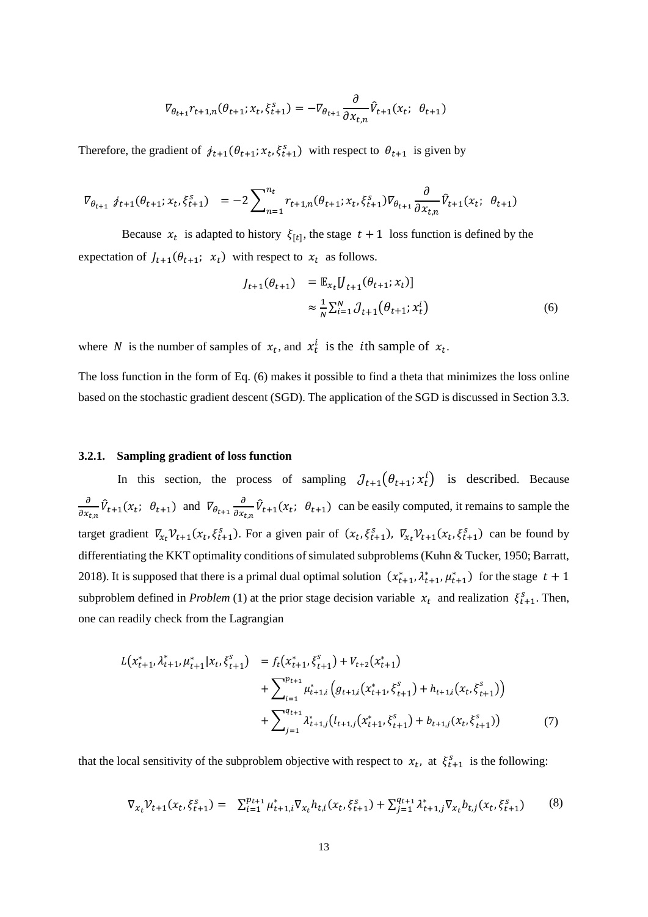$$\nabla_{\theta_{t+1}} r_{t+1,n}(\theta_{t+1}; x_t, \xi_{t+1}^s) = -\nabla_{\theta_{t+1}} \frac{\partial}{\partial x_{t,n}} \hat{V}_{t+1}(x_t;\ \theta_{t+1})$$

Therefore, the gradient of $\jmath_{t+1}(\theta_{t+1}; x_t, \xi_{t+1}^s)$ with respect to $\theta_{t+1}$ is given by

$$\nabla_{\theta_{t+1}}\ \jmath_{t+1}(\theta_{t+1}; x_t, \xi_{t+1}^s) \quad = -2\sum_{n=1}^{n_t} r_{t+1,n}(\theta_{t+1}; x_t, \xi_{t+1}^s) \nabla_{\theta_{t+1}} \frac{\partial}{\partial x_{t,n}} \hat{V}_{t+1}(x_t;\ \theta_{t+1})$$

Because $x_t$ is adapted to history $\xi_{[t]}$, the stage $t+1$ loss function is defined by the expectation of $J_{t+1}(\theta_{t+1};\ x_t)$ with respect to $x_t$ as follows.

$$\begin{aligned} J_{t+1}(\theta_{t+1}) &= \mathbb{E}_{x_t}[J_{t+1}(\theta_{t+1}; x_t)] \\ &\approx \frac{1}{N}\sum_{i=1}^{N} \mathcal{J}_{t+1}(\theta_{t+1}; x_t^i) \end{aligned} \tag{6}$$

where $N$ is the number of samples of $x_t$, and $x_t^i$ is the $i$th sample of $x_t$.

The loss function in the form of Eq. (6) makes it possible to find a theta that minimizes the loss online based on the stochastic gradient descent (SGD). The application of the SGD is discussed in Section 3.3.

### 3.2.1. Sampling gradient of loss function

In this section, the process of sampling $\mathcal{J}_{t+1}(\theta_{t+1}; x_t^i)$ is described. Because $\frac{\partial}{\partial x_{t,n}} \hat{V}_{t+1}(x_t;\ \theta_{t+1})$ and $\nabla_{\theta_{t+1}} \frac{\partial}{\partial x_{t,n}} \hat{V}_{t+1}(x_t;\ \theta_{t+1})$ can be easily computed, it remains to sample the target gradient $\nabla_{x_t} \mathcal{V}_{t+1}(x_t, \xi_{t+1}^s)$. For a given pair of $(x_t, \xi_{t+1}^s)$, $\nabla_{x_t} \mathcal{V}_{t+1}(x_t, \xi_{t+1}^s)$ can be found by differentiating the KKT optimality conditions of simulated subproblems (Kuhn & Tucker, 1950; Barratt, 2018). It is supposed that there is a primal dual optimal solution $(x_{t+1}^*, \lambda_{t+1}^*, \mu_{t+1}^*)$ for the stage $t+1$ subproblem defined in *Problem* (1) at the prior stage decision variable $x_t$ and realization $\xi_{t+1}^s$. Then, one can readily check from the Lagrangian

$$\begin{aligned} L(x_{t+1}^*, \lambda_{t+1}^*, \mu_{t+1}^* | x_t, \xi_{t+1}^s) \quad &= f_t(x_{t+1}^*, \xi_{t+1}^s) + V_{t+2}(x_{t+1}^*) \\ &+ \sum_{i=1}^{p_{t+1}} \mu_{t+1,i}^* \left( g_{t+1,i}(x_{t+1}^*, \xi_{t+1}^s) + h_{t+1,i}(x_t, \xi_{t+1}^s) \right) \\ &+ \sum_{j=1}^{q_{t+1}} \lambda_{t+1,j}^* \left( l_{t+1,j}(x_{t+1}^*, \xi_{t+1}^s) + b_{t+1,j}(x_t, \xi_{t+1}^s) \right) \end{aligned} \tag{7}$$

that the local sensitivity of the subproblem objective with respect to $x_t$, at $\xi_{t+1}^s$ is the following:

$$\nabla_{x_t} \mathcal{V}_{t+1}(x_t, \xi_{t+1}^s) = \quad \sum_{i=1}^{p_{t+1}} \mu_{t+1,i}^* \nabla_{x_t} h_{t,i}(x_t, \xi_{t+1}^s) + \sum_{j=1}^{q_{t+1}} \lambda_{t+1,j}^* \nabla_{x_t} b_{t,j}(x_t, \xi_{t+1}^s) \tag{8}$$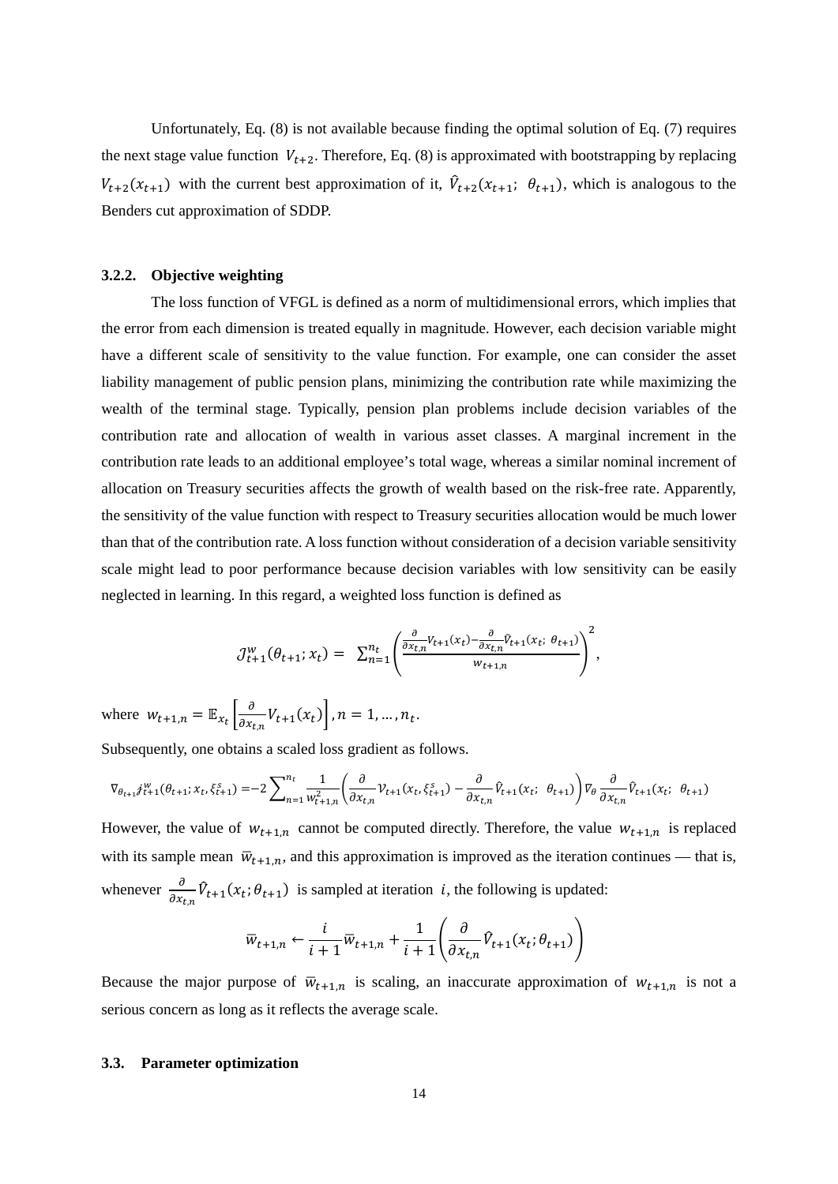Unfortunately, Eq. (8) is not available because finding the optimal solution of Eq. (7) requires the next stage value function $V_{t+2}$. Therefore, Eq. (8) is approximated with bootstrapping by replacing $V_{t+2}(x_{t+1})$ with the current best approximation of it, $\hat{V}_{t+2}(x_{t+1};\ \theta_{t+1})$, which is analogous to the Benders cut approximation of SDDP.

### 3.2.2. Objective weighting

The loss function of VFGL is defined as a norm of multidimensional errors, which implies that the error from each dimension is treated equally in magnitude. However, each decision variable might have a different scale of sensitivity to the value function. For example, one can consider the asset liability management of public pension plans, minimizing the contribution rate while maximizing the wealth of the terminal stage. Typically, pension plan problems include decision variables of the contribution rate and allocation of wealth in various asset classes. A marginal increment in the contribution rate leads to an additional employee's total wage, whereas a similar nominal increment of allocation on Treasury securities affects the growth of wealth based on the risk-free rate. Apparently, the sensitivity of the value function with respect to Treasury securities allocation would be much lower than that of the contribution rate. A loss function without consideration of a decision variable sensitivity scale might lead to poor performance because decision variables with low sensitivity can be easily neglected in learning. In this regard, a weighted loss function is defined as

$$\mathcal{J}_{t+1}^{w}(\theta_{t+1}; x_t) = \sum_{n=1}^{n_t} \left( \frac{\frac{\partial}{\partial x_{t,n}} V_{t+1}(x_t) - \frac{\partial}{\partial x_{t,n}} \hat{V}_{t+1}(x_t;\ \theta_{t+1})}{w_{t+1,n}} \right)^2,$$

where $w_{t+1,n} = \mathbb{E}_{x_t}\left[\frac{\partial}{\partial x_{t,n}} V_{t+1}(x_t)\right], n = 1, \ldots, n_t$.

Subsequently, one obtains a scaled loss gradient as follows.

$$\nabla_{\theta_{t+1}} \mathcal{J}_{t+1}^{w}(\theta_{t+1}; x_t, \xi_{t+1}^{s}) = -2 \sum_{n=1}^{n_t} \frac{1}{w_{t+1,n}^2} \left( \frac{\partial}{\partial x_{t,n}} \mathcal{V}_{t+1}(x_t, \xi_{t+1}^{s}) - \frac{\partial}{\partial x_{t,n}} \hat{V}_{t+1}(x_t;\ \theta_{t+1}) \right) \nabla_{\theta} \frac{\partial}{\partial x_{t,n}} \hat{V}_{t+1}(x_t;\ \theta_{t+1})$$

However, the value of $w_{t+1,n}$ cannot be computed directly. Therefore, the value $w_{t+1,n}$ is replaced with its sample mean $\bar{w}_{t+1,n}$, and this approximation is improved as the iteration continues — that is, whenever $\frac{\partial}{\partial x_{t,n}} \hat{V}_{t+1}(x_t; \theta_{t+1})$ is sampled at iteration $i$, the following is updated:

$$\bar{w}_{t+1,n} \leftarrow \frac{i}{i+1} \bar{w}_{t+1,n} + \frac{1}{i+1} \left( \frac{\partial}{\partial x_{t,n}} \hat{V}_{t+1}(x_t; \theta_{t+1}) \right)$$

Because the major purpose of $\bar{w}_{t+1,n}$ is scaling, an inaccurate approximation of $w_{t+1,n}$ is not a serious concern as long as it reflects the average scale.

## 3.3. Parameter optimization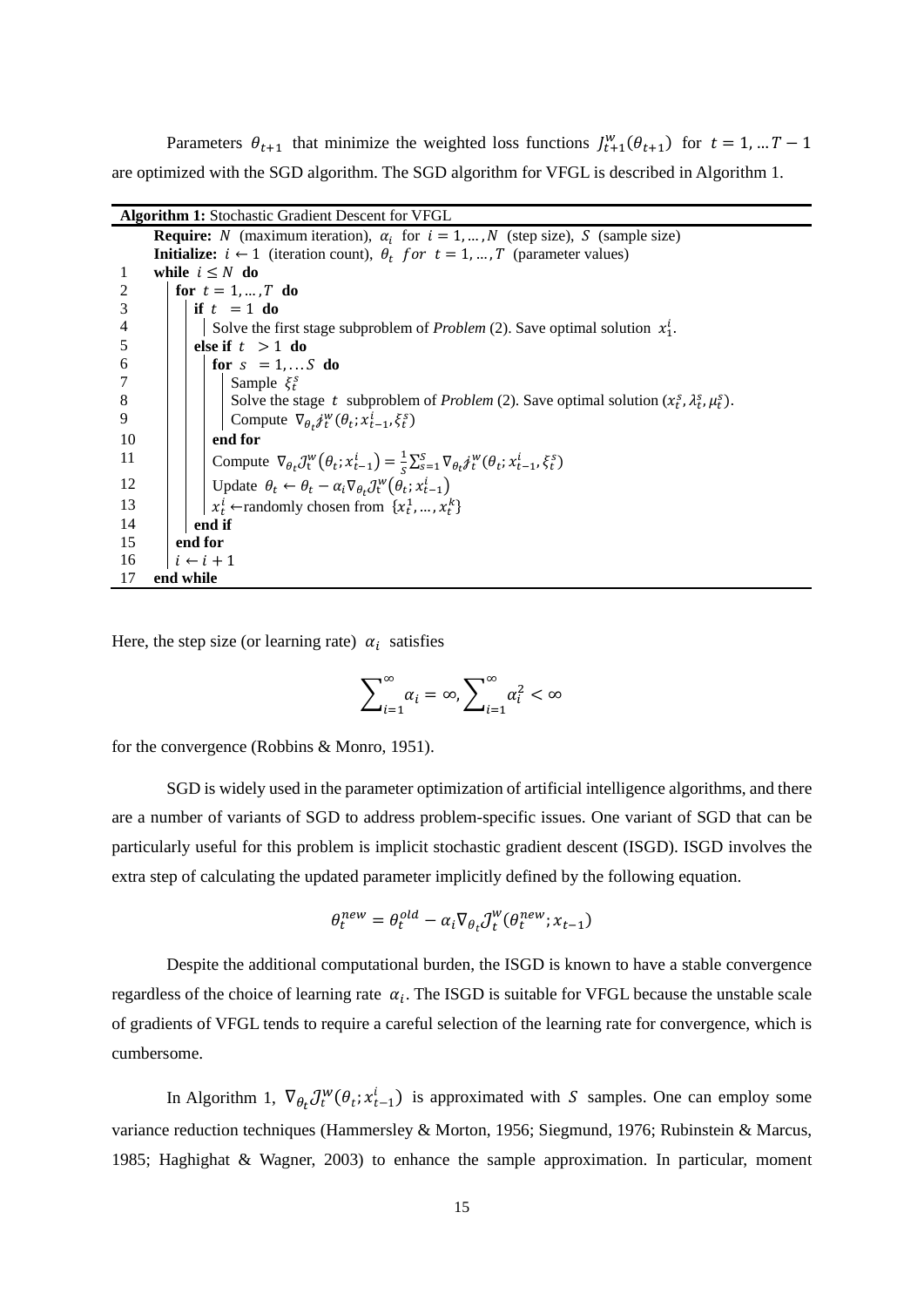Parameters $\theta_{t+1}$ that minimize the weighted loss functions $J_{t+1}^{w}(\theta_{t+1})$ for $t = 1, \ldots T-1$ are optimized with the SGD algorithm. The SGD algorithm for VFGL is described in Algorithm 1.

```
Algorithm 1: Stochastic Gradient Descent for VFGL
     Require: N (maximum iteration), α_i for i = 1,…,N (step size), S (sample size)
     Initialize: i ← 1 (iteration count), θ_t for t = 1,…,T (parameter values)
1    while i ≤ N do
2      for t = 1,…,T do
3        if t = 1 do
4          Solve the first stage subproblem of Problem (2). Save optimal solution x_1^i.
5        else if t > 1 do
6          for s = 1,…S do
7            Sample ξ_t^s
8            Solve the stage t subproblem of Problem (2). Save optimal solution (x_t^s, λ_t^s, μ_t^s).
9            Compute ∇_θt ĵ_t^w(θ_t; x_{t-1}^i, ξ_t^s)
10         end for
11         Compute ∇_θt J_t^w(θ_t; x_{t-1}^i) = (1/S) Σ_{s=1}^S ∇_θt ĵ_t^w(θ_t; x_{t-1}^i, ξ_t^s)
12         Update θ_t ← θ_t − α_i ∇_θt J_t^w(θ_t; x_{t-1}^i)
13         x_t^i ← randomly chosen from {x_t^1, …, x_t^k}
14       end if
15     end for
16     i ← i + 1
17   end while
```

Here, the step size (or learning rate) $\alpha_i$ satisfies

$$\sum_{i=1}^{\infty} \alpha_i = \infty, \sum_{i=1}^{\infty} \alpha_i^2 < \infty$$

for the convergence (Robbins & Monro, 1951).

SGD is widely used in the parameter optimization of artificial intelligence algorithms, and there are a number of variants of SGD to address problem-specific issues. One variant of SGD that can be particularly useful for this problem is implicit stochastic gradient descent (ISGD). ISGD involves the extra step of calculating the updated parameter implicitly defined by the following equation.

$$\theta_t^{new} = \theta_t^{old} - \alpha_i \nabla_{\theta_t} \mathcal{J}_t^{w}(\theta_t^{new}; x_{t-1})$$

Despite the additional computational burden, the ISGD is known to have a stable convergence regardless of the choice of learning rate $\alpha_i$. The ISGD is suitable for VFGL because the unstable scale of gradients of VFGL tends to require a careful selection of the learning rate for convergence, which is cumbersome.

In Algorithm 1, $\nabla_{\theta_t} \mathcal{J}_t^{w}(\theta_t; x_{t-1}^i)$ is approximated with $S$ samples. One can employ some variance reduction techniques (Hammersley & Morton, 1956; Siegmund, 1976; Rubinstein & Marcus, 1985; Haghighat & Wagner, 2003) to enhance the sample approximation. In particular, moment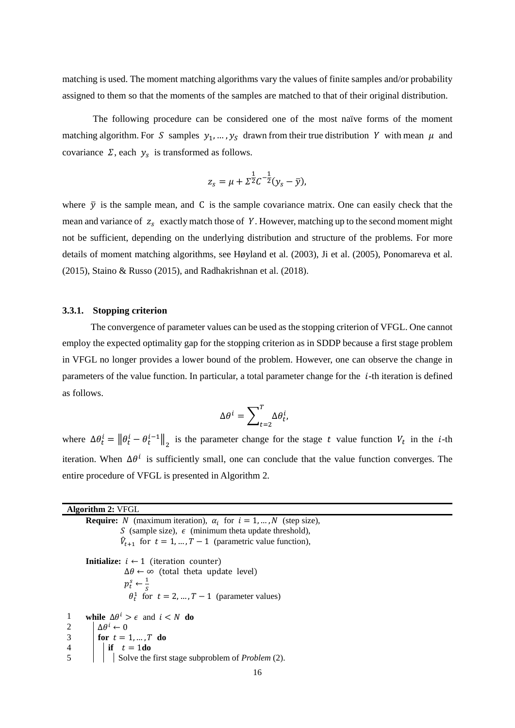matching is used. The moment matching algorithms vary the values of finite samples and/or probability assigned to them so that the moments of the samples are matched to that of their original distribution.

The following procedure can be considered one of the most naïve forms of the moment matching algorithm. For $S$ samples $y_1, \ldots, y_S$ drawn from their true distribution $Y$ with mean $\mu$ and covariance $\Sigma$, each $y_s$ is transformed as follows.

$$z_s = \mu + \Sigma^{\frac{1}{2}} C^{-\frac{1}{2}} (y_s - \bar{y}),$$

where $\bar{y}$ is the sample mean, and C is the sample covariance matrix. One can easily check that the mean and variance of $z_s$ exactly match those of $Y$. However, matching up to the second moment might not be sufficient, depending on the underlying distribution and structure of the problems. For more details of moment matching algorithms, see Høyland et al. (2003), Ji et al. (2005), Ponomareva et al. (2015), Staino & Russo (2015), and Radhakrishnan et al. (2018).

### 3.3.1. Stopping criterion

The convergence of parameter values can be used as the stopping criterion of VFGL. One cannot employ the expected optimality gap for the stopping criterion as in SDDP because a first stage problem in VFGL no longer provides a lower bound of the problem. However, one can observe the change in parameters of the value function. In particular, a total parameter change for the $i$-th iteration is defined as follows.

$$\Delta\theta^i = \sum_{t=2}^{T} \Delta\theta_t^i,$$

where $\Delta\theta_t^i = \left\| \theta_t^i - \theta_t^{i-1} \right\|_2$ is the parameter change for the stage $t$ value function $V_t$ in the $i$-th iteration. When $\Delta\theta^i$ is sufficiently small, one can conclude that the value function converges. The entire procedure of VFGL is presented in Algorithm 2.

---

**Algorithm 2:** VFGL

---

**Require:** $N$ (maximum iteration), $\alpha_i$ for $i = 1, \ldots, N$ (step size),
$S$ (sample size), $\epsilon$ (minimum theta update threshold),
$\hat{V}_{t+1}$ for $t = 1, \ldots, T-1$ (parametric value function),

**Initialize:** $i \leftarrow 1$ (iteration counter)
$\Delta\theta \leftarrow \infty$ (total theta update level)
$p_t^s \leftarrow \frac{1}{S}$
$\theta_t^1$ for $t = 2, \ldots, T-1$ (parameter values)

```
1   while Δθ^i > ϵ and i < N do
2   |  Δθ^i ← 0
3   |  for t = 1, …, T do
4   |  |  if t = 1 do
5   |  |  |  Solve the first stage subproblem of Problem (2).
```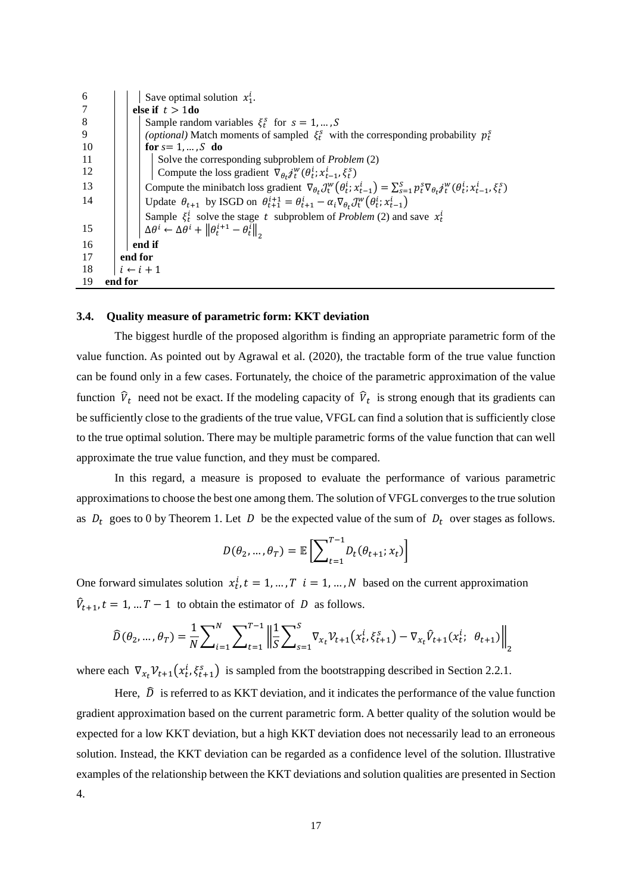```
6            Save optimal solution  x_1^i.
7        else if  t > 1 do
8            Sample random variables  ξ_t^s  for  s = 1, … , S
9            (optional) Match moments of sampled  ξ_t^s  with the corresponding probability  p_t^s
10           for s = 1, … , S  do
11               Solve the corresponding subproblem of Problem (2)
12               Compute the loss gradient  ∇_{θ_t} J_t^w(θ_t^i; x_{t-1}^i, ξ_t^s)
13           Compute the minibatch loss gradient  ∇_{θ_t} J_t^w(θ_t^i; x_{t-1}^i) = Σ_{s=1}^S p_t^s ∇_{θ_t} J_t^w(θ_t^i; x_{t-1}^i, ξ_t^s)
14           Update  θ_{t+1}  by ISGD on  θ_{t+1}^{i+1} = θ_{t+1}^i − α_i ∇_{θ_t} J_t^w(θ_t^i; x_{t-1}^i)
             Sample  ξ_t^i  solve the stage  t  subproblem of Problem (2) and save  x_t^i
15           Δθ^i ← Δθ^i + ‖θ_t^{i+1} − θ_t^i‖_2
16       end if
17   end for
18   i ← i + 1
19 end for
```

### 3.4. Quality measure of parametric form: KKT deviation

The biggest hurdle of the proposed algorithm is finding an appropriate parametric form of the value function. As pointed out by Agrawal et al. (2020), the tractable form of the true value function can be found only in a few cases. Fortunately, the choice of the parametric approximation of the value function $\hat{V}_t$ need not be exact. If the modeling capacity of $\hat{V}_t$ is strong enough that its gradients can be sufficiently close to the gradients of the true value, VFGL can find a solution that is sufficiently close to the true optimal solution. There may be multiple parametric forms of the value function that can well approximate the true value function, and they must be compared.

In this regard, a measure is proposed to evaluate the performance of various parametric approximations to choose the best one among them. The solution of VFGL converges to the true solution as $D_t$ goes to 0 by Theorem 1. Let $D$ be the expected value of the sum of $D_t$ over stages as follows.

$$D(\theta_2, \dots, \theta_T) = \mathbb{E}\left[\sum_{t=1}^{T-1} D_t(\theta_{t+1}; x_t)\right]$$

One forward simulates solution $x_t^i, t = 1, \dots, T \;\; i = 1, \dots, N$ based on the current approximation $\hat{V}_{t+1}, t = 1, \dots T-1$ to obtain the estimator of $D$ as follows.

$$\hat{D}(\theta_2, \dots, \theta_T) = \frac{1}{N}\sum_{i=1}^{N}\sum_{t=1}^{T-1}\left\|\frac{1}{S}\sum_{s=1}^{S}\nabla_{x_t}\mathcal{V}_{t+1}(x_t^i, \xi_{t+1}^s) - \nabla_{x_t}\hat{V}_{t+1}(x_t^i;\;\theta_{t+1})\right\|_2$$

where each $\nabla_{x_t}\mathcal{V}_{t+1}(x_t^i, \xi_{t+1}^s)$ is sampled from the bootstrapping described in Section 2.2.1.

Here, $\hat{D}$ is referred to as KKT deviation, and it indicates the performance of the value function gradient approximation based on the current parametric form. A better quality of the solution would be expected for a low KKT deviation, but a high KKT deviation does not necessarily lead to an erroneous solution. Instead, the KKT deviation can be regarded as a confidence level of the solution. Illustrative examples of the relationship between the KKT deviations and solution qualities are presented in Section 4.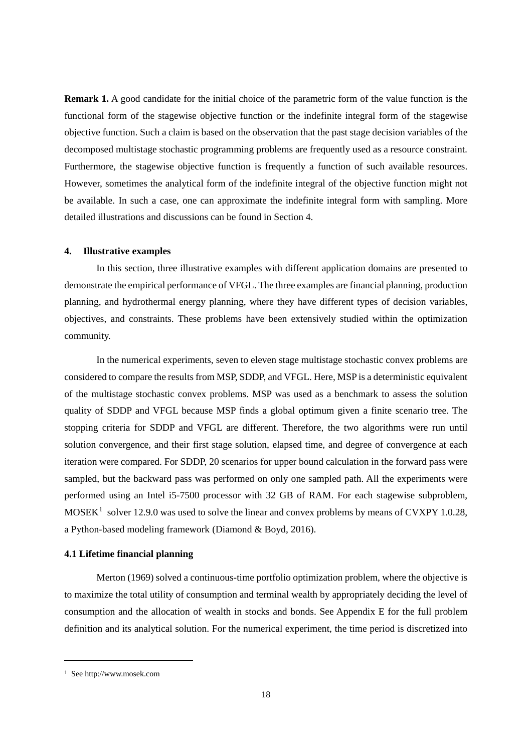**Remark 1.** A good candidate for the initial choice of the parametric form of the value function is the functional form of the stagewise objective function or the indefinite integral form of the stagewise objective function. Such a claim is based on the observation that the past stage decision variables of the decomposed multistage stochastic programming problems are frequently used as a resource constraint. Furthermore, the stagewise objective function is frequently a function of such available resources. However, sometimes the analytical form of the indefinite integral of the objective function might not be available. In such a case, one can approximate the indefinite integral form with sampling. More detailed illustrations and discussions can be found in Section 4.

## 4. Illustrative examples

In this section, three illustrative examples with different application domains are presented to demonstrate the empirical performance of VFGL. The three examples are financial planning, production planning, and hydrothermal energy planning, where they have different types of decision variables, objectives, and constraints. These problems have been extensively studied within the optimization community.

In the numerical experiments, seven to eleven stage multistage stochastic convex problems are considered to compare the results from MSP, SDDP, and VFGL. Here, MSP is a deterministic equivalent of the multistage stochastic convex problems. MSP was used as a benchmark to assess the solution quality of SDDP and VFGL because MSP finds a global optimum given a finite scenario tree. The stopping criteria for SDDP and VFGL are different. Therefore, the two algorithms were run until solution convergence, and their first stage solution, elapsed time, and degree of convergence at each iteration were compared. For SDDP, 20 scenarios for upper bound calculation in the forward pass were sampled, but the backward pass was performed on only one sampled path. All the experiments were performed using an Intel i5-7500 processor with 32 GB of RAM. For each stagewise subproblem, MOSEK[1] solver 12.9.0 was used to solve the linear and convex problems by means of CVXPY 1.0.28, a Python-based modeling framework (Diamond & Boyd, 2016).

### 4.1 Lifetime financial planning

Merton (1969) solved a continuous-time portfolio optimization problem, where the objective is to maximize the total utility of consumption and terminal wealth by appropriately deciding the level of consumption and the allocation of wealth in stocks and bonds. See Appendix E for the full problem definition and its analytical solution. For the numerical experiment, the time period is discretized into

---

[1] See http://www.mosek.com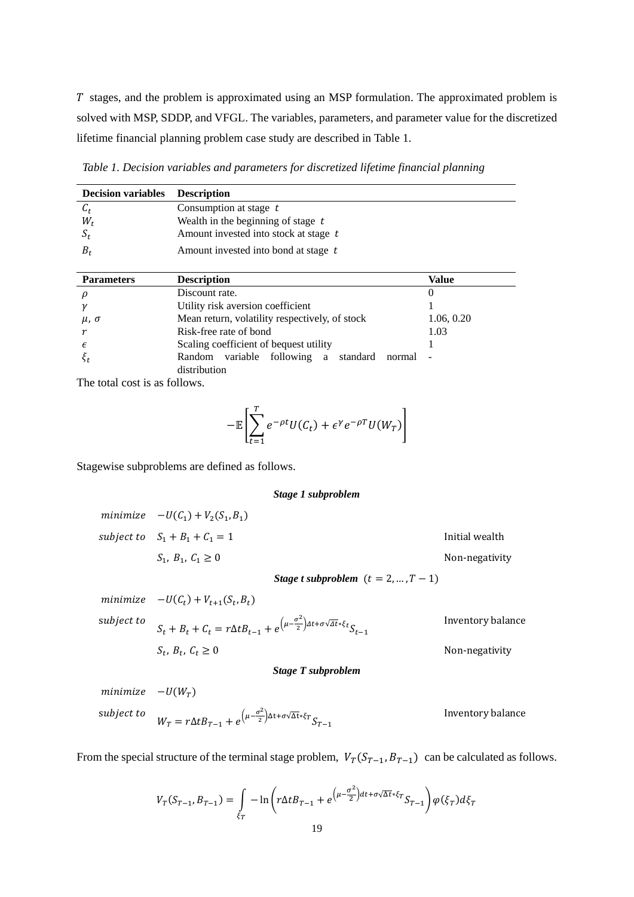$T$ stages, and the problem is approximated using an MSP formulation. The approximated problem is solved with MSP, SDDP, and VFGL. The variables, parameters, and parameter value for the discretized lifetime financial planning problem case study are described in Table 1.

*Table 1. Decision variables and parameters for discretized lifetime financial planning*

| Decision variables | Description |
|---|---|
| $C_t$ | Consumption at stage $t$ |
| $W_t$ | Wealth in the beginning of stage $t$ |
| $S_t$ | Amount invested into stock at stage $t$ |
| $B_t$ | Amount invested into bond at stage $t$ |

| Parameters | Description | Value |
|---|---|---|
| $\rho$ | Discount rate. | 0 |
| $\gamma$ | Utility risk aversion coefficient | 1 |
| $\mu$, $\sigma$ | Mean return, volatility respectively, of stock | 1.06, 0.20 |
| $r$ | Risk-free rate of bond | 1.03 |
| $\epsilon$ | Scaling coefficient of bequest utility | 1 |
| $\xi_t$ | Random variable following a standard normal distribution | - |

The total cost is as follows.

$$-\mathbb{E}\left[\sum_{t=1}^{T} e^{-\rho t} U(C_t) + \epsilon^{\gamma} e^{-\rho T} U(W_T)\right]$$

Stagewise subproblems are defined as follows.

***Stage 1 subproblem***

$$\begin{aligned}
&\textit{minimize} && -U(C_1) + V_2(S_1, B_1) && \\
&\textit{subject to} && S_1 + B_1 + C_1 = 1 && \text{Initial wealth} \\
& && S_1,\ B_1,\ C_1 \geq 0 && \text{Non-negativity}
\end{aligned}$$

***Stage t subproblem*** $(t = 2, \dots, T-1)$

$$\begin{aligned}
&\textit{minimize} && -U(C_t) + V_{t+1}(S_t, B_t) && \\
&\textit{subject to} && S_t + B_t + C_t = r\Delta t B_{t-1} + e^{\left(\mu - \frac{\sigma^2}{2}\right)\Delta t + \sigma\sqrt{\Delta t} * \xi_t} S_{t-1} && \text{Inventory balance} \\
& && S_t,\ B_t,\ C_t \geq 0 && \text{Non-negativity}
\end{aligned}$$

***Stage T subproblem***

$$\begin{aligned}
&\textit{minimize} && -U(W_T) && \\
&\textit{subject to} && W_T = r\Delta t B_{T-1} + e^{\left(\mu - \frac{\sigma^2}{2}\right)\Delta t + \sigma\sqrt{\Delta t} * \xi_T} S_{T-1} && \text{Inventory balance}
\end{aligned}$$

From the special structure of the terminal stage problem, $V_T(S_{T-1}, B_{T-1})$ can be calculated as follows.

$$V_T(S_{T-1}, B_{T-1}) = \int_{\xi_T} -\ln\left(r\Delta t B_{T-1} + e^{\left(\mu - \frac{\sigma^2}{2}\right)dt + \sigma\sqrt{\Delta t} * \xi_T} S_{T-1}\right) \varphi(\xi_T) d\xi_T$$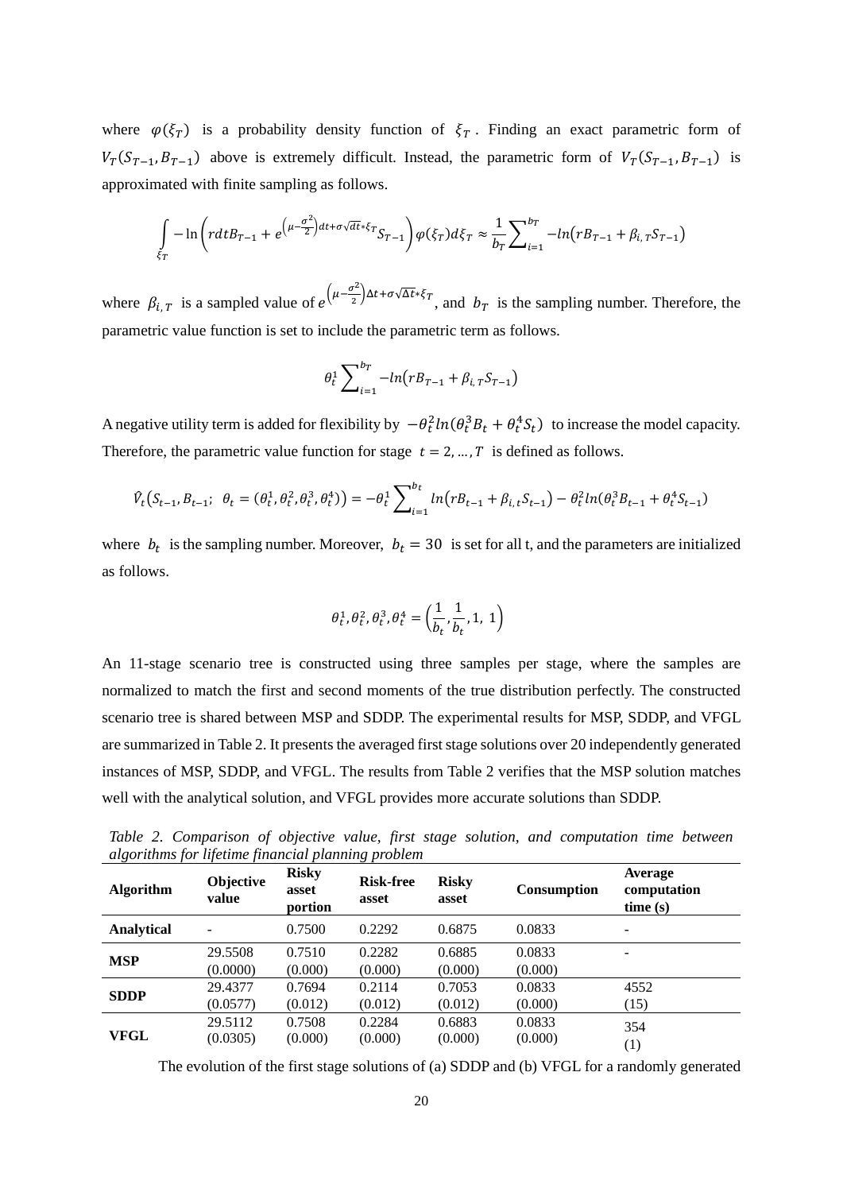where $\varphi(\xi_T)$ is a probability density function of $\xi_T$. Finding an exact parametric form of $V_T(S_{T-1}, B_{T-1})$ above is extremely difficult. Instead, the parametric form of $V_T(S_{T-1}, B_{T-1})$ is approximated with finite sampling as follows.

$$\int_{\xi_T} -\ln\left(rdtB_{T-1} + e^{\left(\mu - \frac{\sigma^2}{2}\right)dt + \sigma\sqrt{dt}*\xi_T} S_{T-1}\right)\varphi(\xi_T)d\xi_T \approx \frac{1}{b_T}\sum_{i=1}^{b_T} -ln\left(rB_{T-1} + \beta_{i,T}S_{T-1}\right)$$

where $\beta_{i,T}$ is a sampled value of $e^{\left(\mu - \frac{\sigma^2}{2}\right)\Delta t + \sigma\sqrt{\Delta t}*\xi_T}$, and $b_T$ is the sampling number. Therefore, the parametric value function is set to include the parametric term as follows.

$$\theta_t^1 \sum_{i=1}^{b_T} -ln\left(rB_{T-1} + \beta_{i,T}S_{T-1}\right)$$

A negative utility term is added for flexibility by $-\theta_t^2 ln(\theta_t^3 B_t + \theta_t^4 S_t)$ to increase the model capacity. Therefore, the parametric value function for stage $t = 2, \ldots, T$ is defined as follows.

$$\hat{V}_t\left(S_{t-1}, B_{t-1};\ \theta_t = (\theta_t^1, \theta_t^2, \theta_t^3, \theta_t^4)\right) = -\theta_t^1 \sum_{i=1}^{b_t} ln\left(rB_{t-1} + \beta_{i,t}S_{t-1}\right) - \theta_t^2 ln(\theta_t^3 B_{t-1} + \theta_t^4 S_{t-1})$$

where $b_t$ is the sampling number. Moreover, $b_t = 30$ is set for all t, and the parameters are initialized as follows.

$$\theta_t^1, \theta_t^2, \theta_t^3, \theta_t^4 = \left(\frac{1}{b_t}, \frac{1}{b_t}, 1,\ 1\right)$$

An 11-stage scenario tree is constructed using three samples per stage, where the samples are normalized to match the first and second moments of the true distribution perfectly. The constructed scenario tree is shared between MSP and SDDP. The experimental results for MSP, SDDP, and VFGL are summarized in Table 2. It presents the averaged first stage solutions over 20 independently generated instances of MSP, SDDP, and VFGL. The results from Table 2 verifies that the MSP solution matches well with the analytical solution, and VFGL provides more accurate solutions than SDDP.

*Table 2. Comparison of objective value, first stage solution, and computation time between algorithms for lifetime financial planning problem*

| Algorithm | Objective value | Risky asset portion | Risk-free asset | Risky asset | Consumption | Average computation time (s) |
|---|---|---|---|---|---|---|
| **Analytical** | - | 0.7500 | 0.2292 | 0.6875 | 0.0833 | - |
| **MSP** | 29.5508 (0.0000) | 0.7510 (0.000) | 0.2282 (0.000) | 0.6885 (0.000) | 0.0833 (0.000) | - |
| **SDDP** | 29.4377 (0.0577) | 0.7694 (0.012) | 0.2114 (0.012) | 0.7053 (0.012) | 0.0833 (0.000) | 4552 (15) |
| **VFGL** | 29.5112 (0.0305) | 0.7508 (0.000) | 0.2284 (0.000) | 0.6883 (0.000) | 0.0833 (0.000) | 354 (1) |

The evolution of the first stage solutions of (a) SDDP and (b) VFGL for a randomly generated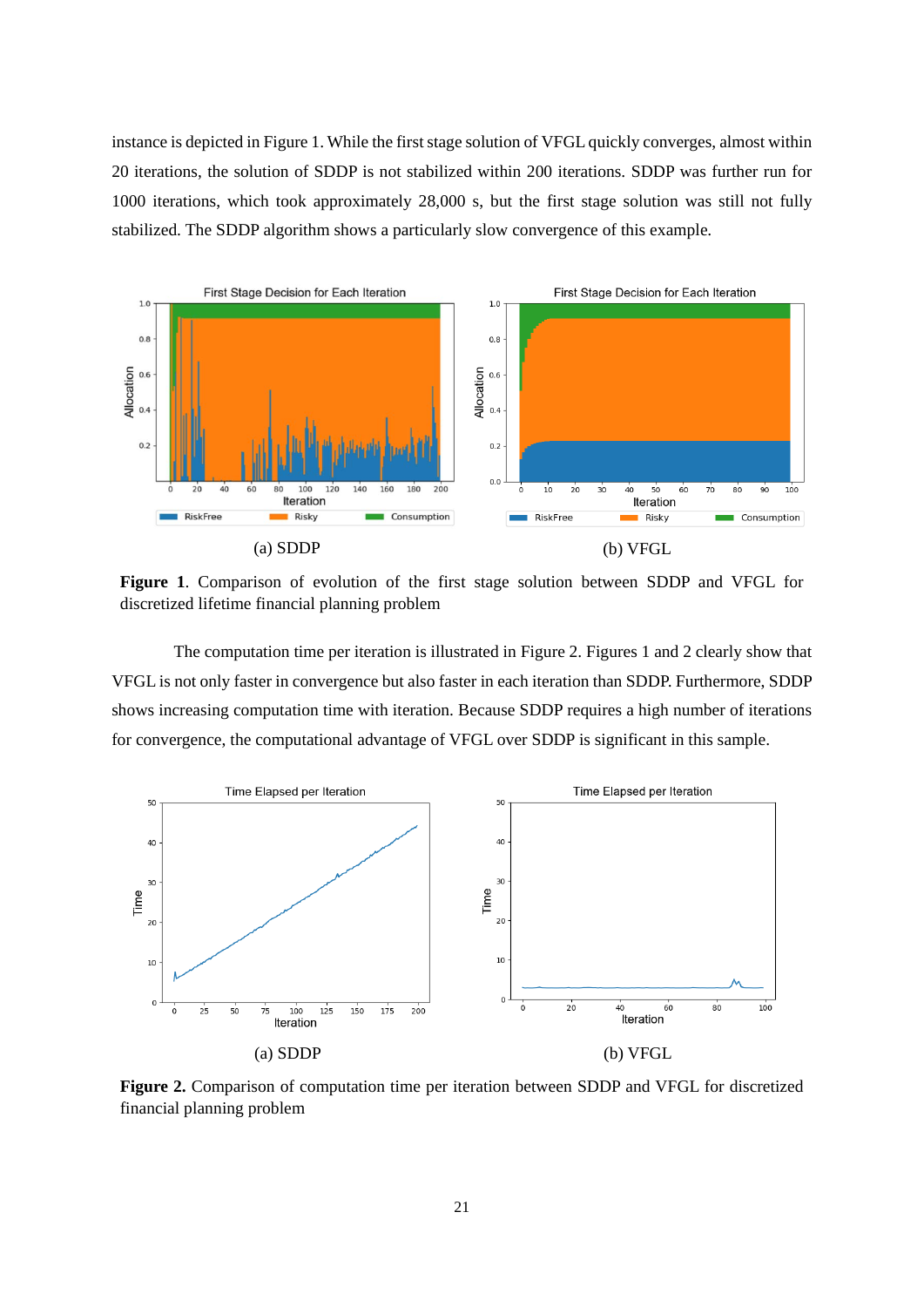instance is depicted in Figure 1. While the first stage solution of VFGL quickly converges, almost within 20 iterations, the solution of SDDP is not stabilized within 200 iterations. SDDP was further run for 1000 iterations, which took approximately 28,000 s, but the first stage solution was still not fully stabilized. The SDDP algorithm shows a particularly slow convergence of this example.

(a) SDDP

(b) VFGL

**Figure 1**. Comparison of evolution of the first stage solution between SDDP and VFGL for discretized lifetime financial planning problem

The computation time per iteration is illustrated in Figure 2. Figures 1 and 2 clearly show that VFGL is not only faster in convergence but also faster in each iteration than SDDP. Furthermore, SDDP shows increasing computation time with iteration. Because SDDP requires a high number of iterations for convergence, the computational advantage of VFGL over SDDP is significant in this sample.

(a) SDDP

(b) VFGL

**Figure 2.** Comparison of computation time per iteration between SDDP and VFGL for discretized financial planning problem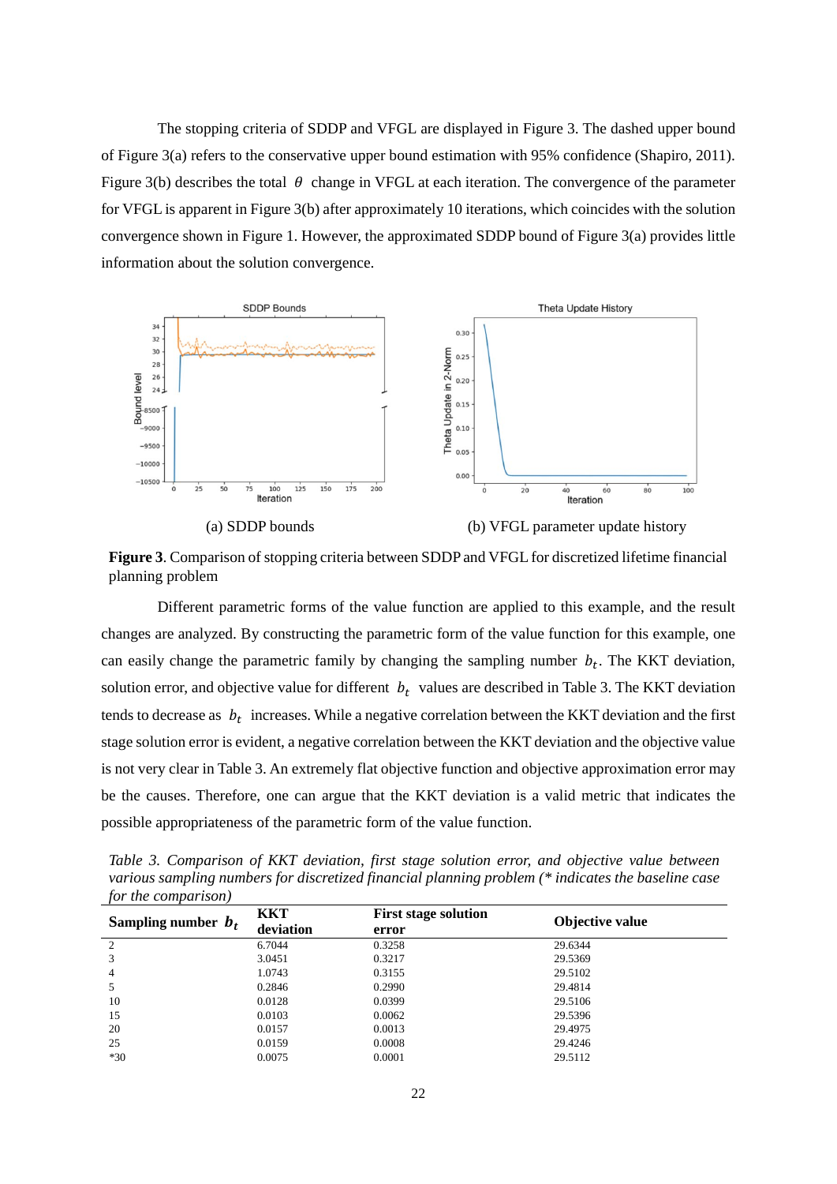The stopping criteria of SDDP and VFGL are displayed in Figure 3. The dashed upper bound of Figure 3(a) refers to the conservative upper bound estimation with 95% confidence (Shapiro, 2011). Figure 3(b) describes the total $\theta$ change in VFGL at each iteration. The convergence of the parameter for VFGL is apparent in Figure 3(b) after approximately 10 iterations, which coincides with the solution convergence shown in Figure 1. However, the approximated SDDP bound of Figure 3(a) provides little information about the solution convergence.

(a) SDDP bounds (b) VFGL parameter update history

**Figure 3**. Comparison of stopping criteria between SDDP and VFGL for discretized lifetime financial planning problem

Different parametric forms of the value function are applied to this example, and the result changes are analyzed. By constructing the parametric form of the value function for this example, one can easily change the parametric family by changing the sampling number $b_t$. The KKT deviation, solution error, and objective value for different $b_t$ values are described in Table 3. The KKT deviation tends to decrease as $b_t$ increases. While a negative correlation between the KKT deviation and the first stage solution error is evident, a negative correlation between the KKT deviation and the objective value is not very clear in Table 3. An extremely flat objective function and objective approximation error may be the causes. Therefore, one can argue that the KKT deviation is a valid metric that indicates the possible appropriateness of the parametric form of the value function.

*Table 3. Comparison of KKT deviation, first stage solution error, and objective value between various sampling numbers for discretized financial planning problem (\* indicates the baseline case for the comparison)*

| Sampling number $b_t$ | KKT deviation | First stage solution error | Objective value |
|---|---|---|---|
| 2 | 6.7044 | 0.3258 | 29.6344 |
| 3 | 3.0451 | 0.3217 | 29.5369 |
| 4 | 1.0743 | 0.3155 | 29.5102 |
| 5 | 0.2846 | 0.2990 | 29.4814 |
| 10 | 0.0128 | 0.0399 | 29.5106 |
| 15 | 0.0103 | 0.0062 | 29.5396 |
| 20 | 0.0157 | 0.0013 | 29.4975 |
| 25 | 0.0159 | 0.0008 | 29.4246 |
| *30 | 0.0075 | 0.0001 | 29.5112 |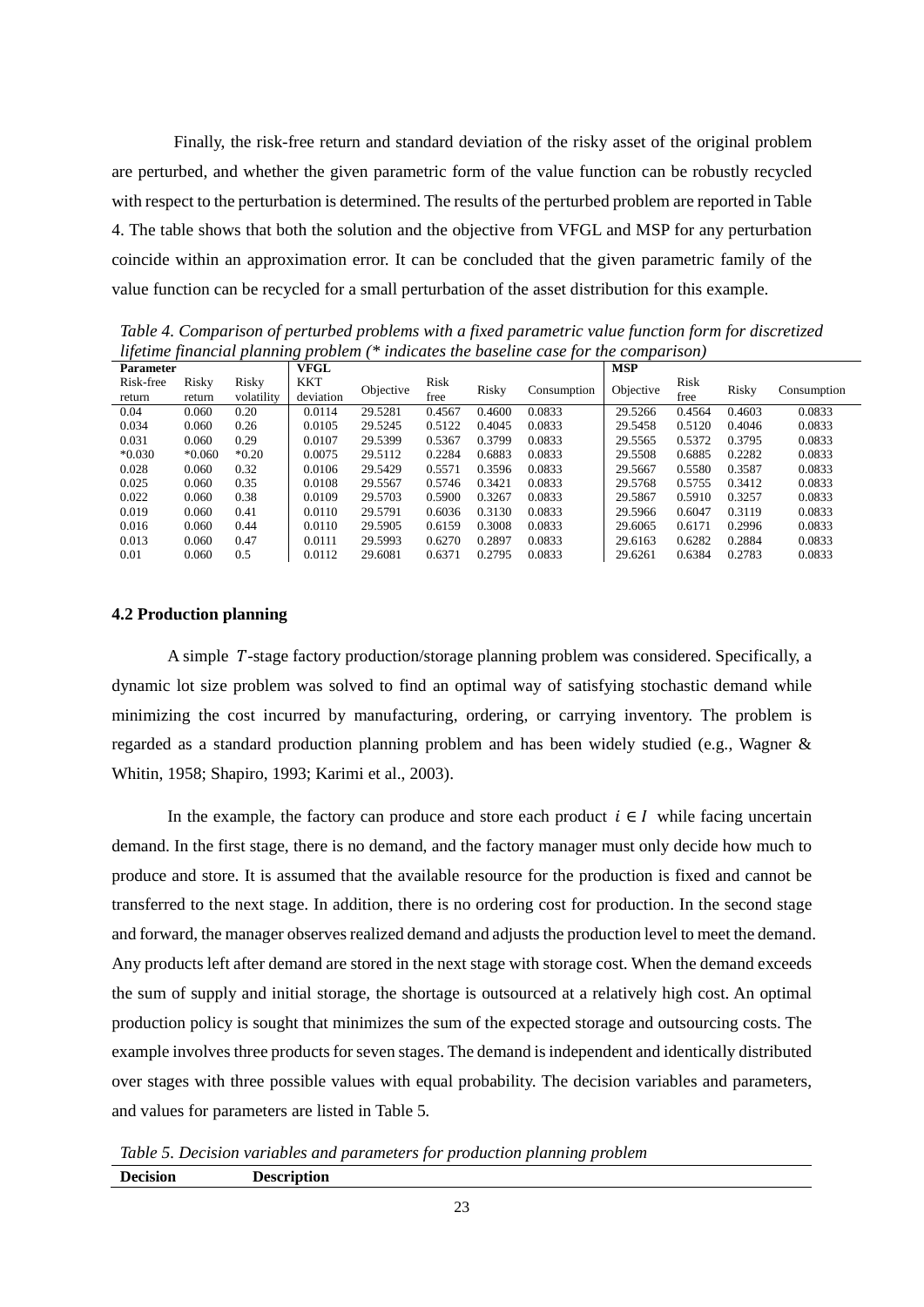Finally, the risk-free return and standard deviation of the risky asset of the original problem are perturbed, and whether the given parametric form of the value function can be robustly recycled with respect to the perturbation is determined. The results of the perturbed problem are reported in Table 4. The table shows that both the solution and the objective from VFGL and MSP for any perturbation coincide within an approximation error. It can be concluded that the given parametric family of the value function can be recycled for a small perturbation of the asset distribution for this example.

*Table 4. Comparison of perturbed problems with a fixed parametric value function form for discretized lifetime financial planning problem (* indicates the baseline case for the comparison)*

| **Parameter** | | | **VFGL** | | | | | **MSP** | | | |
|---|---|---|---|---|---|---|---|---|---|---|---|
| Risk-free return | Risky return | Risky volatility | KKT deviation | Objective | Risk free | Risky | Consumption | Objective | Risk free | Risky | Consumption |
| 0.04 | 0.060 | 0.20 | 0.0114 | 29.5281 | 0.4567 | 0.4600 | 0.0833 | 29.5266 | 0.4564 | 0.4603 | 0.0833 |
| 0.034 | 0.060 | 0.26 | 0.0105 | 29.5245 | 0.5122 | 0.4045 | 0.0833 | 29.5458 | 0.5120 | 0.4046 | 0.0833 |
| 0.031 | 0.060 | 0.29 | 0.0107 | 29.5399 | 0.5367 | 0.3799 | 0.0833 | 29.5565 | 0.5372 | 0.3795 | 0.0833 |
| *0.030 | *0.060 | *0.20 | 0.0075 | 29.5112 | 0.2284 | 0.6883 | 0.0833 | 29.5508 | 0.6885 | 0.2282 | 0.0833 |
| 0.028 | 0.060 | 0.32 | 0.0106 | 29.5429 | 0.5571 | 0.3596 | 0.0833 | 29.5667 | 0.5580 | 0.3587 | 0.0833 |
| 0.025 | 0.060 | 0.35 | 0.0108 | 29.5567 | 0.5746 | 0.3421 | 0.0833 | 29.5768 | 0.5755 | 0.3412 | 0.0833 |
| 0.022 | 0.060 | 0.38 | 0.0109 | 29.5703 | 0.5900 | 0.3267 | 0.0833 | 29.5867 | 0.5910 | 0.3257 | 0.0833 |
| 0.019 | 0.060 | 0.41 | 0.0110 | 29.5791 | 0.6036 | 0.3130 | 0.0833 | 29.5966 | 0.6047 | 0.3119 | 0.0833 |
| 0.016 | 0.060 | 0.44 | 0.0110 | 29.5905 | 0.6159 | 0.3008 | 0.0833 | 29.6065 | 0.6171 | 0.2996 | 0.0833 |
| 0.013 | 0.060 | 0.47 | 0.0111 | 29.5993 | 0.6270 | 0.2897 | 0.0833 | 29.6163 | 0.6282 | 0.2884 | 0.0833 |
| 0.01 | 0.060 | 0.5 | 0.0112 | 29.6081 | 0.6371 | 0.2795 | 0.0833 | 29.6261 | 0.6384 | 0.2783 | 0.0833 |

### 4.2 Production planning

A simple $T$-stage factory production/storage planning problem was considered. Specifically, a dynamic lot size problem was solved to find an optimal way of satisfying stochastic demand while minimizing the cost incurred by manufacturing, ordering, or carrying inventory. The problem is regarded as a standard production planning problem and has been widely studied (e.g., Wagner & Whitin, 1958; Shapiro, 1993; Karimi et al., 2003).

In the example, the factory can produce and store each product $i \in I$ while facing uncertain demand. In the first stage, there is no demand, and the factory manager must only decide how much to produce and store. It is assumed that the available resource for the production is fixed and cannot be transferred to the next stage. In addition, there is no ordering cost for production. In the second stage and forward, the manager observes realized demand and adjusts the production level to meet the demand. Any products left after demand are stored in the next stage with storage cost. When the demand exceeds the sum of supply and initial storage, the shortage is outsourced at a relatively high cost. An optimal production policy is sought that minimizes the sum of the expected storage and outsourcing costs. The example involves three products for seven stages. The demand is independent and identically distributed over stages with three possible values with equal probability. The decision variables and parameters, and values for parameters are listed in Table 5.

*Table 5. Decision variables and parameters for production planning problem*

| **Decision** | **Description** |
|---|---|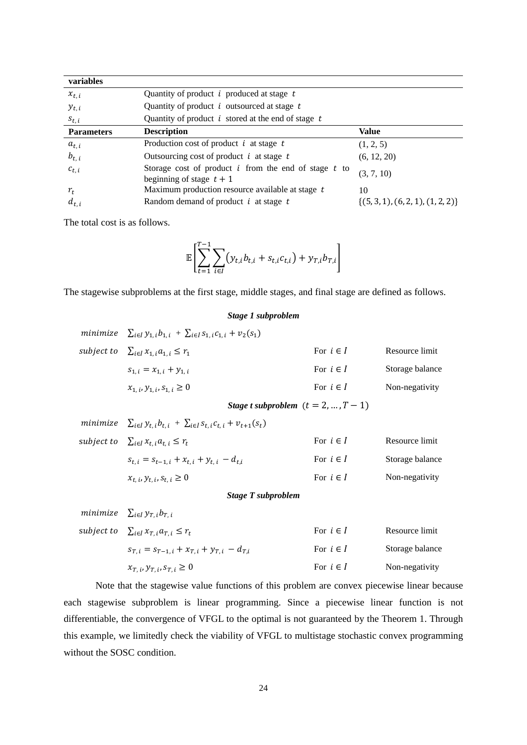| variables | | |
|---|---|---|
| $x_{t,i}$ | Quantity of product $i$ produced at stage $t$ | |
| $y_{t,i}$ | Quantity of product $i$ outsourced at stage $t$ | |
| $s_{t,i}$ | Quantity of product $i$ stored at the end of stage $t$ | |
| **Parameters** | **Description** | **Value** |
| $a_{t,i}$ | Production cost of product $i$ at stage $t$ | (1, 2, 5) |
| $b_{t,i}$ | Outsourcing cost of product $i$ at stage $t$ | (6, 12, 20) |
| $c_{t,i}$ | Storage cost of product $i$ from the end of stage $t$ to beginning of stage $t+1$ | (3, 7, 10) |
| $r_t$ | Maximum production resource available at stage $t$ | 10 |
| $d_{t,i}$ | Random demand of product $i$ at stage $t$ | $\{(5,3,1),(6,2,1),(1,2,2)\}$ |

The total cost is as follows.

$$\mathbb{E}\left[\sum_{t=1}^{T-1}\sum_{i\in I}\left(y_{t,i}b_{t,i}+s_{t,i}c_{t,i}\right)+y_{T,i}b_{T,i}\right]$$

The stagewise subproblems at the first stage, middle stages, and final stage are defined as follows.

***Stage 1 subproblem***

| | | | |
|---|---|---|---|
| *minimize* | $\sum_{i\in I} y_{1,i}b_{1,i} + \sum_{i\in I} s_{1,i}c_{1,i} + v_2(s_1)$ | | |
| *subject to* | $\sum_{i\in I} x_{1,i}a_{1,i} \le r_1$ | For $i \in I$ | Resource limit |
| | $s_{1,i} = x_{1,i} + y_{1,i}$ | For $i \in I$ | Storage balance |
| | $x_{1,i}, y_{1,i}, s_{1,i} \ge 0$ | For $i \in I$ | Non-negativity |

***Stage t subproblem*** $(t = 2, \dots, T-1)$

| | | | |
|---|---|---|---|
| *minimize* | $\sum_{i\in I} y_{t,i}b_{t,i} + \sum_{i\in I} s_{t,i}c_{t,i} + v_{t+1}(s_t)$ | | |
| *subject to* | $\sum_{i\in I} x_{t,i}a_{t,i} \le r_t$ | For $i \in I$ | Resource limit |
| | $s_{t,i} = s_{t-1,i} + x_{t,i} + y_{t,i} - d_{t,i}$ | For $i \in I$ | Storage balance |
| | $x_{t,i}, y_{t,i}, s_{t,i} \ge 0$ | For $i \in I$ | Non-negativity |

***Stage T subproblem***

| | | | |
|---|---|---|---|
| *minimize* | $\sum_{i\in I} y_{T,i}b_{T,i}$ | | |
| *subject to* | $\sum_{i\in I} x_{T,i}a_{T,i} \le r_t$ | For $i \in I$ | Resource limit |
| | $s_{T,i} = s_{T-1,i} + x_{T,i} + y_{T,i} - d_{T,i}$ | For $i \in I$ | Storage balance |
| | $x_{T,i}, y_{T,i}, s_{T,i} \ge 0$ | For $i \in I$ | Non-negativity |

Note that the stagewise value functions of this problem are convex piecewise linear because each stagewise subproblem is linear programming. Since a piecewise linear function is not differentiable, the convergence of VFGL to the optimal is not guaranteed by the Theorem 1. Through this example, we limitedly check the viability of VFGL to multistage stochastic convex programming without the SOSC condition.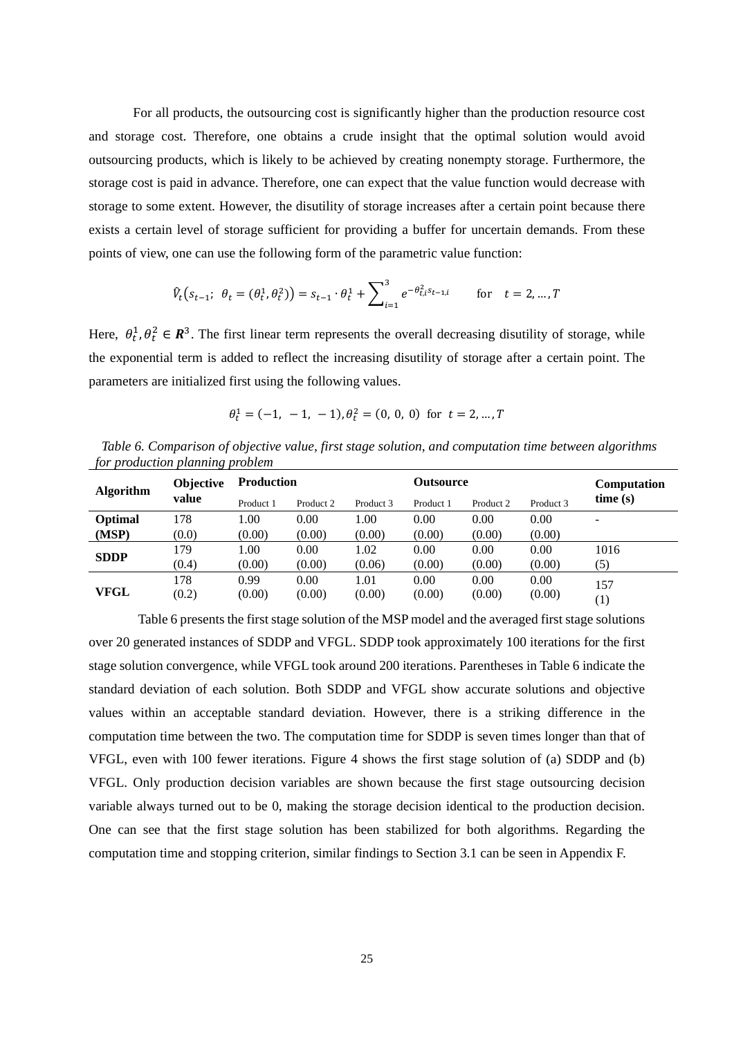For all products, the outsourcing cost is significantly higher than the production resource cost and storage cost. Therefore, one obtains a crude insight that the optimal solution would avoid outsourcing products, which is likely to be achieved by creating nonempty storage. Furthermore, the storage cost is paid in advance. Therefore, one can expect that the value function would decrease with storage to some extent. However, the disutility of storage increases after a certain point because there exists a certain level of storage sufficient for providing a buffer for uncertain demands. From these points of view, one can use the following form of the parametric value function:

$$\hat{V}_t\left(s_{t-1};\ \theta_t = (\theta_t^1, \theta_t^2)\right) = s_{t-1} \cdot \theta_t^1 + \sum_{i=1}^{3} e^{-\theta_{t,i}^2 s_{t-1,i}} \qquad \text{for} \quad t = 2, \dots, T$$

Here, $\theta_t^1, \theta_t^2 \in \boldsymbol{R}^3$. The first linear term represents the overall decreasing disutility of storage, while the exponential term is added to reflect the increasing disutility of storage after a certain point. The parameters are initialized first using the following values.

$$\theta_t^1 = (-1,\ -1,\ -1), \theta_t^2 = (0,\ 0,\ 0) \text{ for } t = 2, \dots, T$$

*Table 6. Comparison of objective value, first stage solution, and computation time between algorithms for production planning problem*

| Algorithm | Objective value | Production | | | Outsource | | | Computation time (s) |
|---|---|---|---|---|---|---|---|---|
| | | Product 1 | Product 2 | Product 3 | Product 1 | Product 2 | Product 3 | |
| **Optimal (MSP)** | 178 (0.0) | 1.00 (0.00) | 0.00 (0.00) | 1.00 (0.00) | 0.00 (0.00) | 0.00 (0.00) | 0.00 (0.00) | - |
| **SDDP** | 179 (0.4) | 1.00 (0.00) | 0.00 (0.00) | 1.02 (0.06) | 0.00 (0.00) | 0.00 (0.00) | 0.00 (0.00) | 1016 (5) |
| **VFGL** | 178 (0.2) | 0.99 (0.00) | 0.00 (0.00) | 1.01 (0.00) | 0.00 (0.00) | 0.00 (0.00) | 0.00 (0.00) | 157 (1) |

Table 6 presents the first stage solution of the MSP model and the averaged first stage solutions over 20 generated instances of SDDP and VFGL. SDDP took approximately 100 iterations for the first stage solution convergence, while VFGL took around 200 iterations. Parentheses in Table 6 indicate the standard deviation of each solution. Both SDDP and VFGL show accurate solutions and objective values within an acceptable standard deviation. However, there is a striking difference in the computation time between the two. The computation time for SDDP is seven times longer than that of VFGL, even with 100 fewer iterations. Figure 4 shows the first stage solution of (a) SDDP and (b) VFGL. Only production decision variables are shown because the first stage outsourcing decision variable always turned out to be 0, making the storage decision identical to the production decision. One can see that the first stage solution has been stabilized for both algorithms. Regarding the computation time and stopping criterion, similar findings to Section 3.1 can be seen in Appendix F.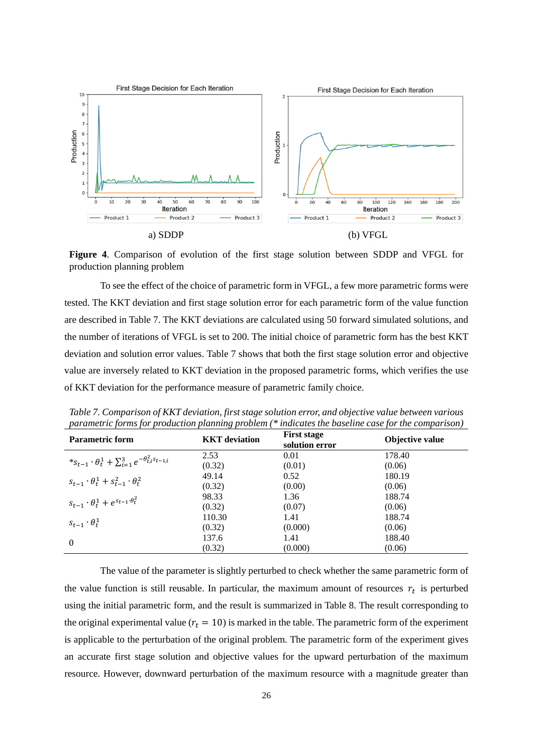a) SDDP (b) VFGL

**Figure 4**. Comparison of evolution of the first stage solution between SDDP and VFGL for production planning problem

To see the effect of the choice of parametric form in VFGL, a few more parametric forms were tested. The KKT deviation and first stage solution error for each parametric form of the value function are described in Table 7. The KKT deviations are calculated using 50 forward simulated solutions, and the number of iterations of VFGL is set to 200. The initial choice of parametric form has the best KKT deviation and solution error values. Table 7 shows that both the first stage solution error and objective value are inversely related to KKT deviation in the proposed parametric forms, which verifies the use of KKT deviation for the performance measure of parametric family choice.

*Table 7. Comparison of KKT deviation, first stage solution error, and objective value between various parametric forms for production planning problem (* indicates the baseline case for the comparison)*

| Parametric form | KKT deviation | First stage solution error | Objective value |
|---|---|---|---|
| *$s_{t-1} \cdot \theta_t^1 + \sum_{i=1}^{3} e^{-\theta_{t,i}^2 s_{t-1,i}}$ | 2.53 (0.32) | 0.01 (0.01) | 178.40 (0.06) |
| $s_{t-1} \cdot \theta_t^1 + s_{t-1}^2 \cdot \theta_t^2$ | 49.14 (0.32) | 0.52 (0.00) | 180.19 (0.06) |
| $s_{t-1} \cdot \theta_t^1 + e^{s_{t-1} \cdot \theta_t^2}$ | 98.33 (0.32) | 1.36 (0.07) | 188.74 (0.06) |
| $s_{t-1} \cdot \theta_t^1$ | 110.30 (0.32) | 1.41 (0.000) | 188.74 (0.06) |
| 0 | 137.6 (0.32) | 1.41 (0.000) | 188.40 (0.06) |

The value of the parameter is slightly perturbed to check whether the same parametric form of the value function is still reusable. In particular, the maximum amount of resources $r_t$ is perturbed using the initial parametric form, and the result is summarized in Table 8. The result corresponding to the original experimental value ($r_t = 10$) is marked in the table. The parametric form of the experiment is applicable to the perturbation of the original problem. The parametric form of the experiment gives an accurate first stage solution and objective values for the upward perturbation of the maximum resource. However, downward perturbation of the maximum resource with a magnitude greater than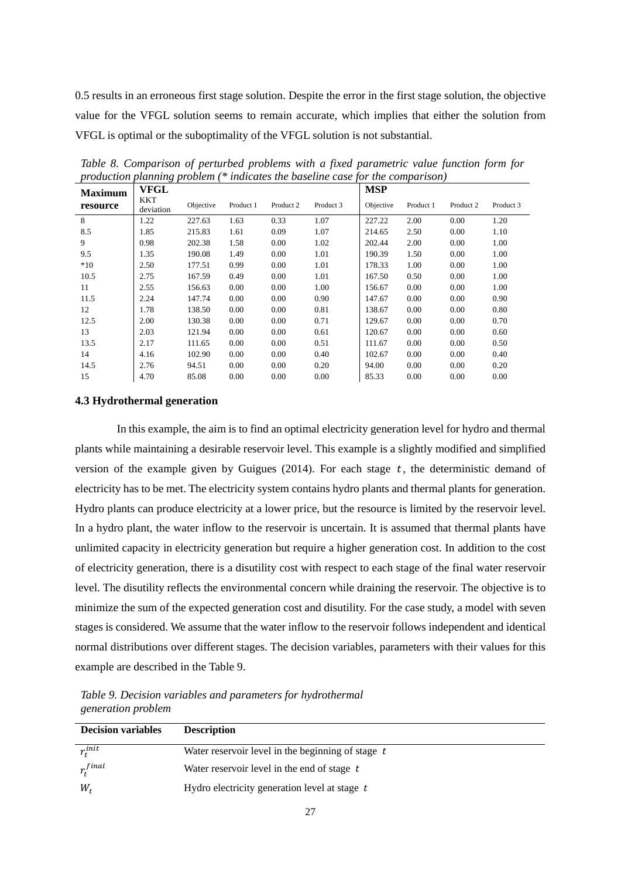0.5 results in an erroneous first stage solution. Despite the error in the first stage solution, the objective value for the VFGL solution seems to remain accurate, which implies that either the solution from VFGL is optimal or the suboptimality of the VFGL solution is not substantial.

*Table 8. Comparison of perturbed problems with a fixed parametric value function form for production planning problem (* indicates the baseline case for the comparison)*

| Maximum resource | VFGL | | | | | MSP | | | |
|---|---|---|---|---|---|---|---|---|---|
| | KKT deviation | Objective | Product 1 | Product 2 | Product 3 | Objective | Product 1 | Product 2 | Product 3 |
| 8 | 1.22 | 227.63 | 1.63 | 0.33 | 1.07 | 227.22 | 2.00 | 0.00 | 1.20 |
| 8.5 | 1.85 | 215.83 | 1.61 | 0.09 | 1.07 | 214.65 | 2.50 | 0.00 | 1.10 |
| 9 | 0.98 | 202.38 | 1.58 | 0.00 | 1.02 | 202.44 | 2.00 | 0.00 | 1.00 |
| 9.5 | 1.35 | 190.08 | 1.49 | 0.00 | 1.01 | 190.39 | 1.50 | 0.00 | 1.00 |
| *10 | 2.50 | 177.51 | 0.99 | 0.00 | 1.01 | 178.33 | 1.00 | 0.00 | 1.00 |
| 10.5 | 2.75 | 167.59 | 0.49 | 0.00 | 1.01 | 167.50 | 0.50 | 0.00 | 1.00 |
| 11 | 2.55 | 156.63 | 0.00 | 0.00 | 1.00 | 156.67 | 0.00 | 0.00 | 1.00 |
| 11.5 | 2.24 | 147.74 | 0.00 | 0.00 | 0.90 | 147.67 | 0.00 | 0.00 | 0.90 |
| 12 | 1.78 | 138.50 | 0.00 | 0.00 | 0.81 | 138.67 | 0.00 | 0.00 | 0.80 |
| 12.5 | 2.00 | 130.38 | 0.00 | 0.00 | 0.71 | 129.67 | 0.00 | 0.00 | 0.70 |
| 13 | 2.03 | 121.94 | 0.00 | 0.00 | 0.61 | 120.67 | 0.00 | 0.00 | 0.60 |
| 13.5 | 2.17 | 111.65 | 0.00 | 0.00 | 0.51 | 111.67 | 0.00 | 0.00 | 0.50 |
| 14 | 4.16 | 102.90 | 0.00 | 0.00 | 0.40 | 102.67 | 0.00 | 0.00 | 0.40 |
| 14.5 | 2.76 | 94.51 | 0.00 | 0.00 | 0.20 | 94.00 | 0.00 | 0.00 | 0.20 |
| 15 | 4.70 | 85.08 | 0.00 | 0.00 | 0.00 | 85.33 | 0.00 | 0.00 | 0.00 |

### 4.3 Hydrothermal generation

In this example, the aim is to find an optimal electricity generation level for hydro and thermal plants while maintaining a desirable reservoir level. This example is a slightly modified and simplified version of the example given by Guigues (2014). For each stage $t$, the deterministic demand of electricity has to be met. The electricity system contains hydro plants and thermal plants for generation. Hydro plants can produce electricity at a lower price, but the resource is limited by the reservoir level. In a hydro plant, the water inflow to the reservoir is uncertain. It is assumed that thermal plants have unlimited capacity in electricity generation but require a higher generation cost. In addition to the cost of electricity generation, there is a disutility cost with respect to each stage of the final water reservoir level. The disutility reflects the environmental concern while draining the reservoir. The objective is to minimize the sum of the expected generation cost and disutility. For the case study, a model with seven stages is considered. We assume that the water inflow to the reservoir follows independent and identical normal distributions over different stages. The decision variables, parameters with their values for this example are described in the Table 9.

*Table 9. Decision variables and parameters for hydrothermal generation problem*

| Decision variables | Description |
|---|---|
| $r_t^{init}$ | Water reservoir level in the beginning of stage $t$ |
| $r_t^{final}$ | Water reservoir level in the end of stage $t$ |
| $W_t$ | Hydro electricity generation level at stage $t$ |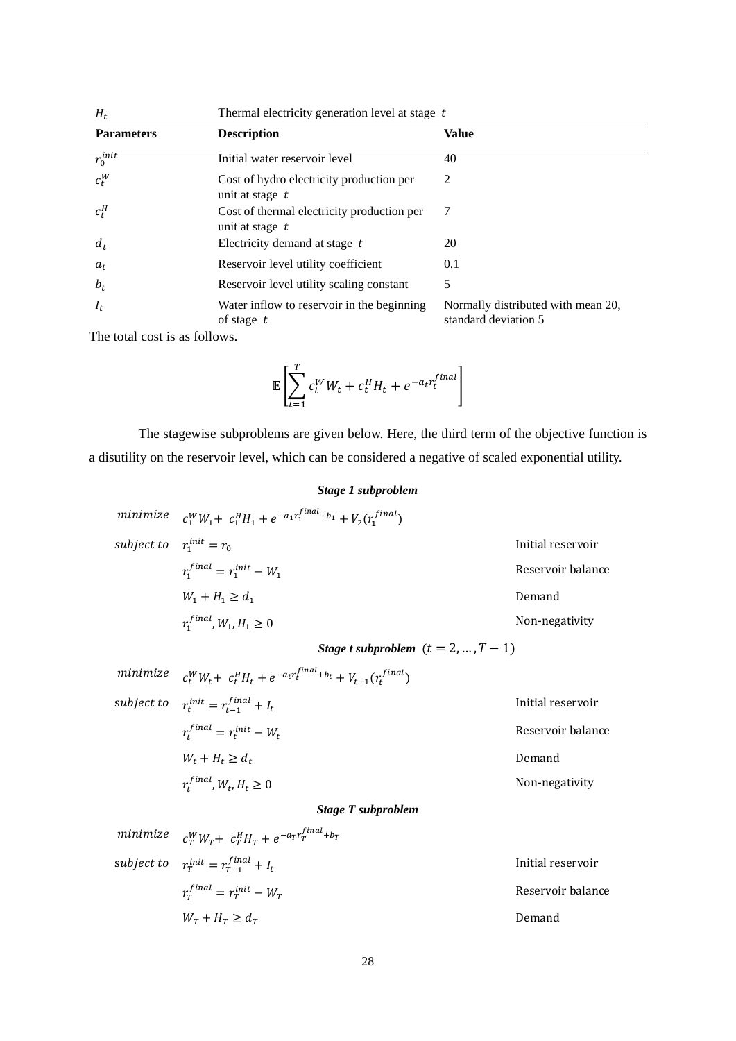| | | |
|---|---|---|
| $H_t$ | Thermal electricity generation level at stage $t$ | |
| **Parameters** | **Description** | **Value** |
| $r_0^{init}$ | Initial water reservoir level | 40 |
| $c_t^W$ | Cost of hydro electricity production per unit at stage $t$ | 2 |
| $c_t^H$ | Cost of thermal electricity production per unit at stage $t$ | 7 |
| $d_t$ | Electricity demand at stage $t$ | 20 |
| $a_t$ | Reservoir level utility coefficient | 0.1 |
| $b_t$ | Reservoir level utility scaling constant | 5 |
| $I_t$ | Water inflow to reservoir in the beginning of stage $t$ | Normally distributed with mean 20, standard deviation 5 |

The total cost is as follows.

$$\mathbb{E}\left[\sum_{t=1}^{T} c_t^W W_t + c_t^H H_t + e^{-a_t r_t^{final}}\right]$$

The stagewise subproblems are given below. Here, the third term of the objective function is a disutility on the reservoir level, which can be considered a negative of scaled exponential utility.

***Stage 1 subproblem***

$$\begin{aligned}
\textit{minimize} \quad & c_1^W W_1 + c_1^H H_1 + e^{-a_1 r_1^{final} + b_1} + V_2(r_1^{final}) & \\
\textit{subject to} \quad & r_1^{init} = r_0 & \text{Initial reservoir} \\
& r_1^{final} = r_1^{init} - W_1 & \text{Reservoir balance} \\
& W_1 + H_1 \geq d_1 & \text{Demand} \\
& r_1^{final}, W_1, H_1 \geq 0 & \text{Non-negativity}
\end{aligned}$$

***Stage t subproblem*** $(t = 2, \ldots, T-1)$

$$\begin{aligned}
\textit{minimize} \quad & c_t^W W_t + c_t^H H_t + e^{-a_t r_t^{final} + b_t} + V_{t+1}(r_t^{final}) & \\
\textit{subject to} \quad & r_t^{init} = r_{t-1}^{final} + I_t & \text{Initial reservoir} \\
& r_t^{final} = r_t^{init} - W_t & \text{Reservoir balance} \\
& W_t + H_t \geq d_t & \text{Demand} \\
& r_t^{final}, W_t, H_t \geq 0 & \text{Non-negativity}
\end{aligned}$$

***Stage T subproblem***

$$\begin{aligned}
\textit{minimize} \quad & c_T^W W_T + c_T^H H_T + e^{-a_T r_T^{final} + b_T} & \\
\textit{subject to} \quad & r_T^{init} = r_{T-1}^{final} + I_t & \text{Initial reservoir} \\
& r_T^{final} = r_T^{init} - W_T & \text{Reservoir balance} \\
& W_T + H_T \geq d_T & \text{Demand}
\end{aligned}$$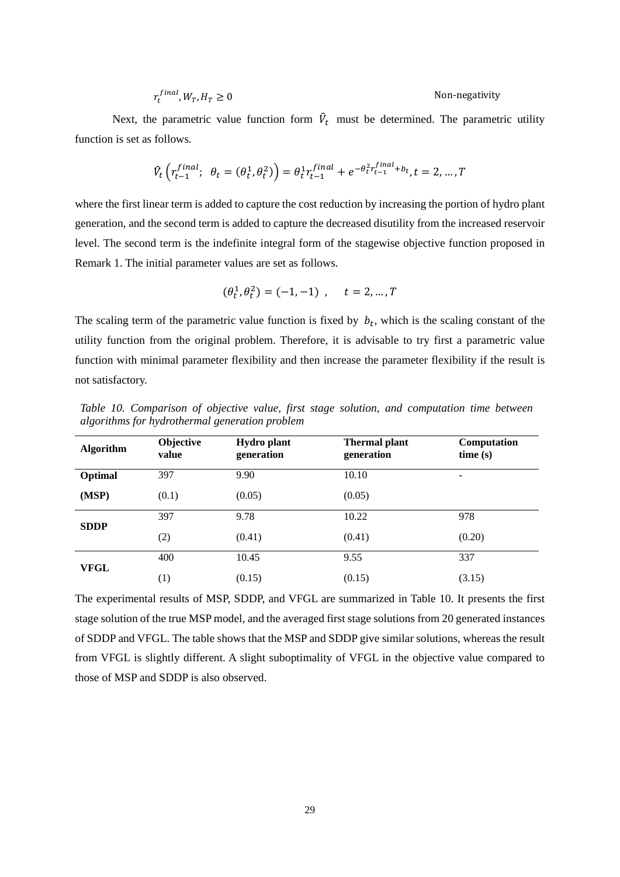$$r_t^{final}, W_T, H_T \geq 0 \qquad\qquad \text{Non-negativity}$$

Next, the parametric value function form $\hat{V}_t$ must be determined. The parametric utility function is set as follows.

$$\hat{V}_t\left(r_{t-1}^{final};\ \theta_t = (\theta_t^1, \theta_t^2)\right) = \theta_t^1 r_{t-1}^{final} + e^{-\theta_t^2 r_{t-1}^{final} + b_t}, t = 2, \ldots, T$$

where the first linear term is added to capture the cost reduction by increasing the portion of hydro plant generation, and the second term is added to capture the decreased disutility from the increased reservoir level. The second term is the indefinite integral form of the stagewise objective function proposed in Remark 1. The initial parameter values are set as follows.

$$(\theta_t^1, \theta_t^2) = (-1, -1)\ , \quad t = 2, \ldots, T$$

The scaling term of the parametric value function is fixed by $b_t$, which is the scaling constant of the utility function from the original problem. Therefore, it is advisable to try first a parametric value function with minimal parameter flexibility and then increase the parameter flexibility if the result is not satisfactory.

*Table 10. Comparison of objective value, first stage solution, and computation time between algorithms for hydrothermal generation problem*

| Algorithm | Objective value | Hydro plant generation | Thermal plant generation | Computation time (s) |
|---|---|---|---|---|
| **Optimal** | 397 | 9.90 | 10.10 | - |
| **(MSP)** | (0.1) | (0.05) | (0.05) | |
| **SDDP** | 397 | 9.78 | 10.22 | 978 |
| | (2) | (0.41) | (0.41) | (0.20) |
| **VFGL** | 400 | 10.45 | 9.55 | 337 |
| | (1) | (0.15) | (0.15) | (3.15) |

The experimental results of MSP, SDDP, and VFGL are summarized in Table 10. It presents the first stage solution of the true MSP model, and the averaged first stage solutions from 20 generated instances of SDDP and VFGL. The table shows that the MSP and SDDP give similar solutions, whereas the result from VFGL is slightly different. A slight suboptimality of VFGL in the objective value compared to those of MSP and SDDP is also observed.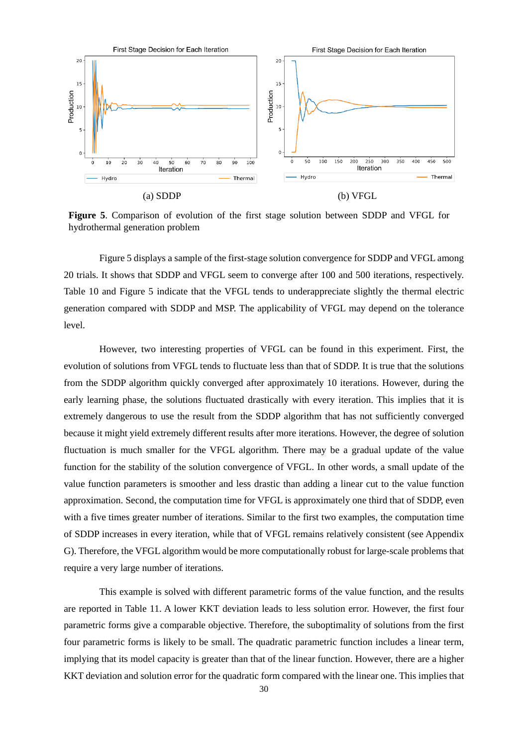(a) SDDP

(b) VFGL

**Figure 5**. Comparison of evolution of the first stage solution between SDDP and VFGL for hydrothermal generation problem

Figure 5 displays a sample of the first-stage solution convergence for SDDP and VFGL among 20 trials. It shows that SDDP and VFGL seem to converge after 100 and 500 iterations, respectively. Table 10 and Figure 5 indicate that the VFGL tends to underappreciate slightly the thermal electric generation compared with SDDP and MSP. The applicability of VFGL may depend on the tolerance level.

However, two interesting properties of VFGL can be found in this experiment. First, the evolution of solutions from VFGL tends to fluctuate less than that of SDDP. It is true that the solutions from the SDDP algorithm quickly converged after approximately 10 iterations. However, during the early learning phase, the solutions fluctuated drastically with every iteration. This implies that it is extremely dangerous to use the result from the SDDP algorithm that has not sufficiently converged because it might yield extremely different results after more iterations. However, the degree of solution fluctuation is much smaller for the VFGL algorithm. There may be a gradual update of the value function for the stability of the solution convergence of VFGL. In other words, a small update of the value function parameters is smoother and less drastic than adding a linear cut to the value function approximation. Second, the computation time for VFGL is approximately one third that of SDDP, even with a five times greater number of iterations. Similar to the first two examples, the computation time of SDDP increases in every iteration, while that of VFGL remains relatively consistent (see Appendix G). Therefore, the VFGL algorithm would be more computationally robust for large-scale problems that require a very large number of iterations.

This example is solved with different parametric forms of the value function, and the results are reported in Table 11. A lower KKT deviation leads to less solution error. However, the first four parametric forms give a comparable objective. Therefore, the suboptimality of solutions from the first four parametric forms is likely to be small. The quadratic parametric function includes a linear term, implying that its model capacity is greater than that of the linear function. However, there are a higher KKT deviation and solution error for the quadratic form compared with the linear one. This implies that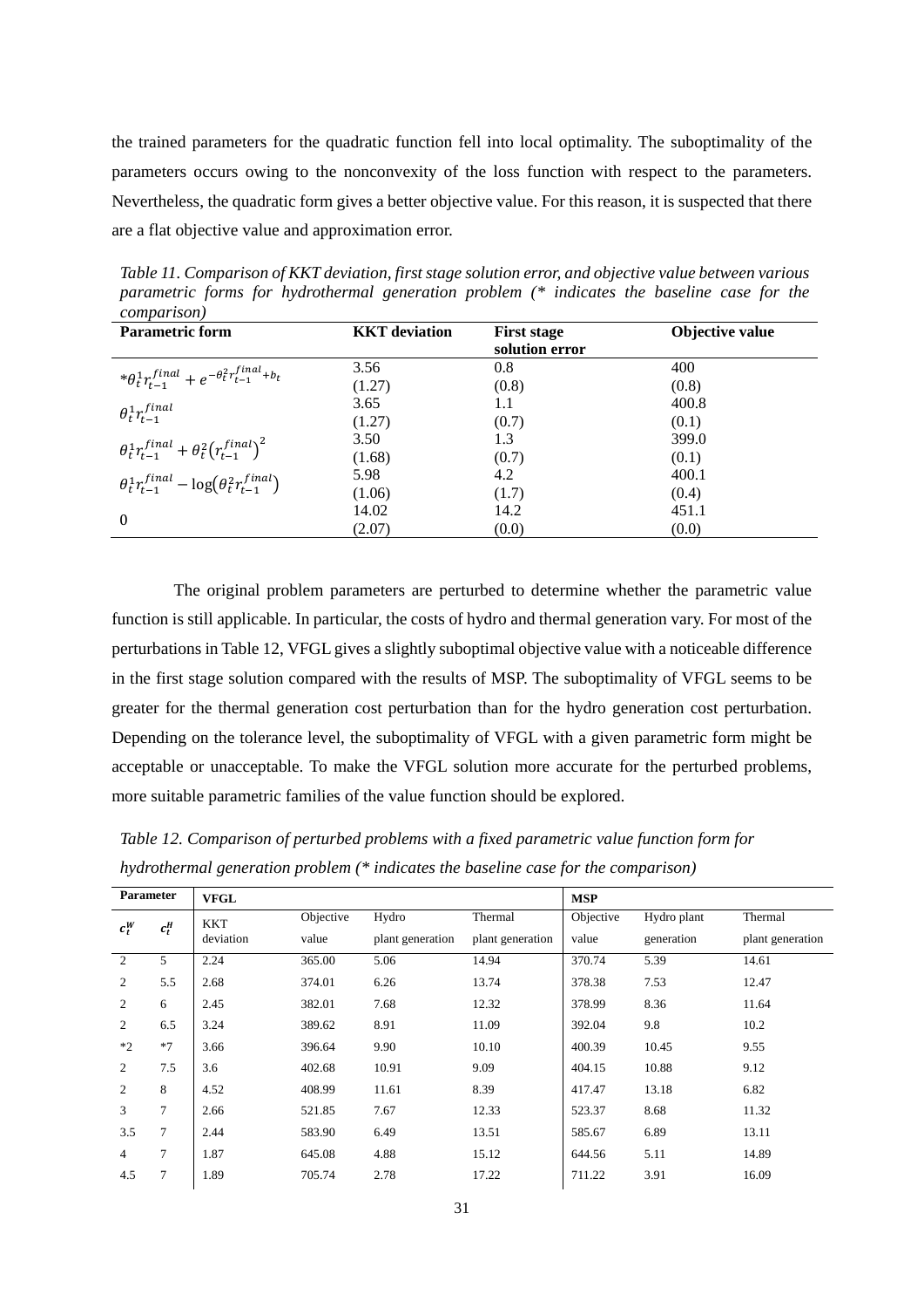the trained parameters for the quadratic function fell into local optimality. The suboptimality of the parameters occurs owing to the nonconvexity of the loss function with respect to the parameters. Nevertheless, the quadratic form gives a better objective value. For this reason, it is suspected that there are a flat objective value and approximation error.

*Table 11. Comparison of KKT deviation, first stage solution error, and objective value between various parametric forms for hydrothermal generation problem (* indicates the baseline case for the comparison)*

| Parametric form | KKT deviation | First stage solution error | Objective value |
|---|---|---|---|
| * $\theta_t^1 r_{t-1}^{final} + e^{-\theta_t^2 r_{t-1}^{final} + b_t}$ | 3.56 (1.27) | 0.8 (0.8) | 400 (0.8) |
| $\theta_t^1 r_{t-1}^{final}$ | 3.65 (1.27) | 1.1 (0.7) | 400.8 (0.1) |
| $\theta_t^1 r_{t-1}^{final} + \theta_t^2 \left(r_{t-1}^{final}\right)^2$ | 3.50 (1.68) | 1.3 (0.7) | 399.0 (0.1) |
| $\theta_t^1 r_{t-1}^{final} - \log\left(\theta_t^2 r_{t-1}^{final}\right)$ | 5.98 (1.06) | 4.2 (1.7) | 400.1 (0.4) |
| 0 | 14.02 (2.07) | 14.2 (0.0) | 451.1 (0.0) |

The original problem parameters are perturbed to determine whether the parametric value function is still applicable. In particular, the costs of hydro and thermal generation vary. For most of the perturbations in Table 12, VFGL gives a slightly suboptimal objective value with a noticeable difference in the first stage solution compared with the results of MSP. The suboptimality of VFGL seems to be greater for the thermal generation cost perturbation than for the hydro generation cost perturbation. Depending on the tolerance level, the suboptimality of VFGL with a given parametric form might be acceptable or unacceptable. To make the VFGL solution more accurate for the perturbed problems, more suitable parametric families of the value function should be explored.

*Table 12. Comparison of perturbed problems with a fixed parametric value function form for hydrothermal generation problem (* indicates the baseline case for the comparison)*

| Parameter | | VFGL | | | | MSP | | |
|---|---|---|---|---|---|---|---|---|
| $c_t^W$ | $c_t^H$ | KKT deviation | Objective value | Hydro plant generation | Thermal plant generation | Objective value | Hydro plant generation | Thermal plant generation |
| 2 | 5 | 2.24 | 365.00 | 5.06 | 14.94 | 370.74 | 5.39 | 14.61 |
| 2 | 5.5 | 2.68 | 374.01 | 6.26 | 13.74 | 378.38 | 7.53 | 12.47 |
| 2 | 6 | 2.45 | 382.01 | 7.68 | 12.32 | 378.99 | 8.36 | 11.64 |
| 2 | 6.5 | 3.24 | 389.62 | 8.91 | 11.09 | 392.04 | 9.8 | 10.2 |
| *2 | *7 | 3.66 | 396.64 | 9.90 | 10.10 | 400.39 | 10.45 | 9.55 |
| 2 | 7.5 | 3.6 | 402.68 | 10.91 | 9.09 | 404.15 | 10.88 | 9.12 |
| 2 | 8 | 4.52 | 408.99 | 11.61 | 8.39 | 417.47 | 13.18 | 6.82 |
| 3 | 7 | 2.66 | 521.85 | 7.67 | 12.33 | 523.37 | 8.68 | 11.32 |
| 3.5 | 7 | 2.44 | 583.90 | 6.49 | 13.51 | 585.67 | 6.89 | 13.11 |
| 4 | 7 | 1.87 | 645.08 | 4.88 | 15.12 | 644.56 | 5.11 | 14.89 |
| 4.5 | 7 | 1.89 | 705.74 | 2.78 | 17.22 | 711.22 | 3.91 | 16.09 |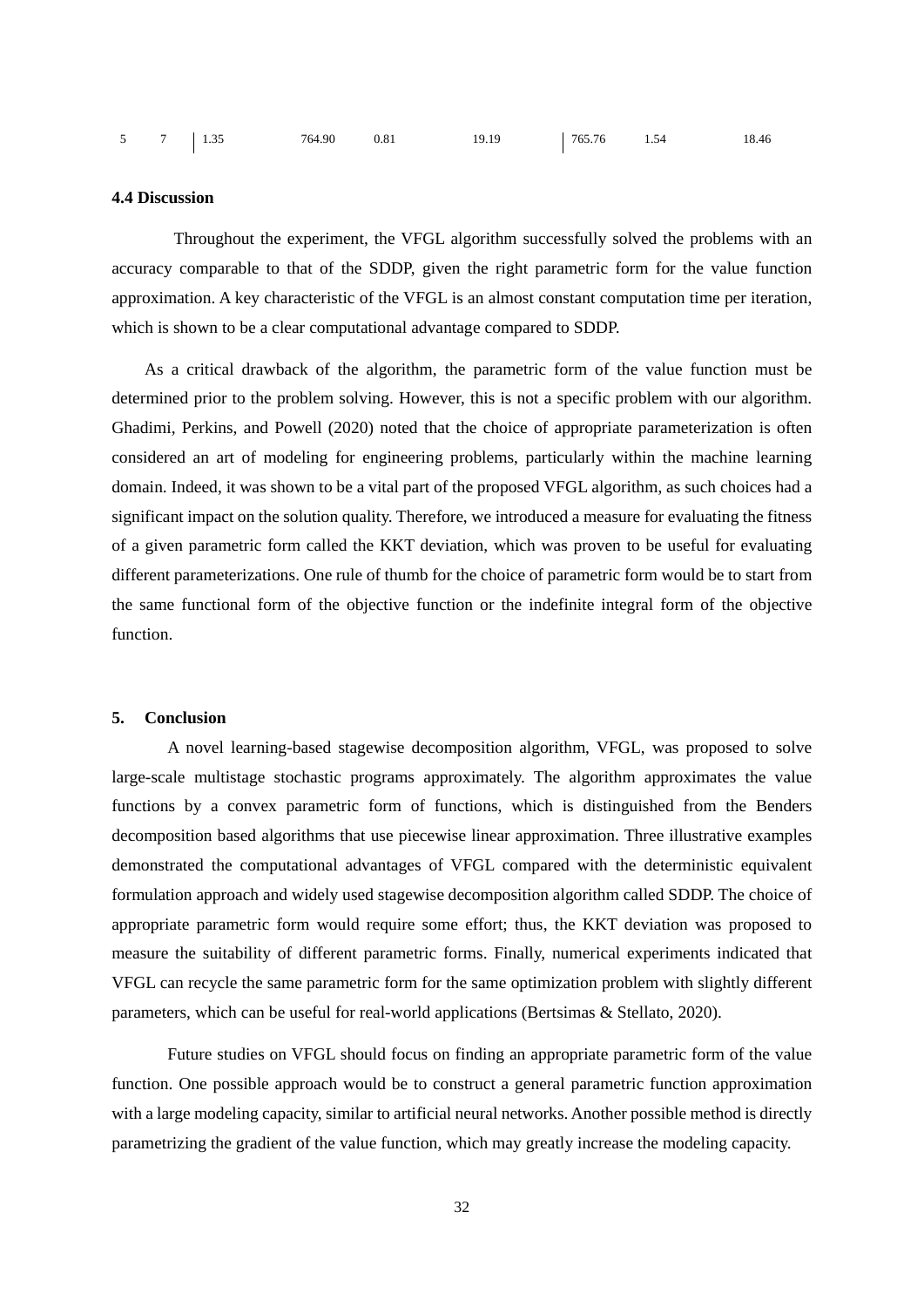| 5 | 7 | 1.35 | 764.90 | 0.81 | 19.19 | 765.76 | 1.54 | 18.46 |
|---|---|---|---|---|---|---|---|---|

### 4.4 Discussion

Throughout the experiment, the VFGL algorithm successfully solved the problems with an accuracy comparable to that of the SDDP, given the right parametric form for the value function approximation. A key characteristic of the VFGL is an almost constant computation time per iteration, which is shown to be a clear computational advantage compared to SDDP.

As a critical drawback of the algorithm, the parametric form of the value function must be determined prior to the problem solving. However, this is not a specific problem with our algorithm. Ghadimi, Perkins, and Powell (2020) noted that the choice of appropriate parameterization is often considered an art of modeling for engineering problems, particularly within the machine learning domain. Indeed, it was shown to be a vital part of the proposed VFGL algorithm, as such choices had a significant impact on the solution quality. Therefore, we introduced a measure for evaluating the fitness of a given parametric form called the KKT deviation, which was proven to be useful for evaluating different parameterizations. One rule of thumb for the choice of parametric form would be to start from the same functional form of the objective function or the indefinite integral form of the objective function.

## 5. Conclusion

A novel learning-based stagewise decomposition algorithm, VFGL, was proposed to solve large-scale multistage stochastic programs approximately. The algorithm approximates the value functions by a convex parametric form of functions, which is distinguished from the Benders decomposition based algorithms that use piecewise linear approximation. Three illustrative examples demonstrated the computational advantages of VFGL compared with the deterministic equivalent formulation approach and widely used stagewise decomposition algorithm called SDDP. The choice of appropriate parametric form would require some effort; thus, the KKT deviation was proposed to measure the suitability of different parametric forms. Finally, numerical experiments indicated that VFGL can recycle the same parametric form for the same optimization problem with slightly different parameters, which can be useful for real-world applications (Bertsimas & Stellato, 2020).

Future studies on VFGL should focus on finding an appropriate parametric form of the value function. One possible approach would be to construct a general parametric function approximation with a large modeling capacity, similar to artificial neural networks. Another possible method is directly parametrizing the gradient of the value function, which may greatly increase the modeling capacity.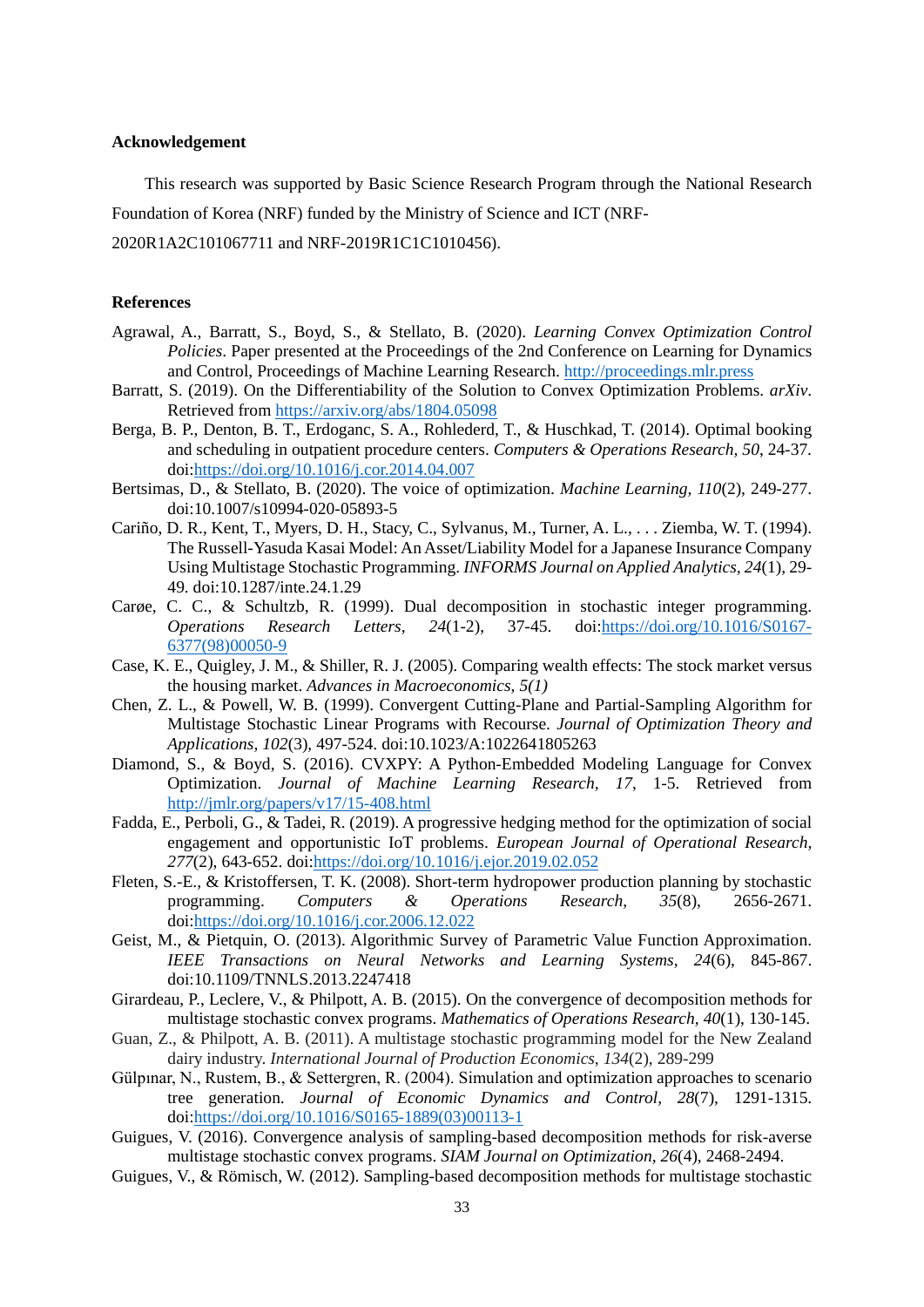## Acknowledgement

This research was supported by Basic Science Research Program through the National Research Foundation of Korea (NRF) funded by the Ministry of Science and ICT (NRF-2020R1A2C101067711 and NRF-2019R1C1C1010456).

## References

Agrawal, A., Barratt, S., Boyd, S., & Stellato, B. (2020). *Learning Convex Optimization Control Policies*. Paper presented at the Proceedings of the 2nd Conference on Learning for Dynamics and Control, Proceedings of Machine Learning Research. http://proceedings.mlr.press

Barratt, S. (2019). On the Differentiability of the Solution to Convex Optimization Problems. *arXiv*. Retrieved from https://arxiv.org/abs/1804.05098

Berga, B. P., Denton, B. T., Erdoganc, S. A., Rohlederd, T., & Huschkad, T. (2014). Optimal booking and scheduling in outpatient procedure centers. *Computers & Operations Research, 50*, 24-37. doi:https://doi.org/10.1016/j.cor.2014.04.007

Bertsimas, D., & Stellato, B. (2020). The voice of optimization. *Machine Learning, 110*(2), 249-277. doi:10.1007/s10994-020-05893-5

Cariño, D. R., Kent, T., Myers, D. H., Stacy, C., Sylvanus, M., Turner, A. L., . . . Ziemba, W. T. (1994). The Russell-Yasuda Kasai Model: An Asset/Liability Model for a Japanese Insurance Company Using Multistage Stochastic Programming. *INFORMS Journal on Applied Analytics, 24*(1), 29-49. doi:10.1287/inte.24.1.29

Carøe, C. C., & Schultzb, R. (1999). Dual decomposition in stochastic integer programming. *Operations Research Letters, 24*(1-2), 37-45. doi:https://doi.org/10.1016/S0167-6377(98)00050-9

Case, K. E., Quigley, J. M., & Shiller, R. J. (2005). Comparing wealth effects: The stock market versus the housing market. *Advances in Macroeconomics, 5(1)*

Chen, Z. L., & Powell, W. B. (1999). Convergent Cutting-Plane and Partial-Sampling Algorithm for Multistage Stochastic Linear Programs with Recourse. *Journal of Optimization Theory and Applications, 102*(3), 497-524. doi:10.1023/A:1022641805263

Diamond, S., & Boyd, S. (2016). CVXPY: A Python-Embedded Modeling Language for Convex Optimization. *Journal of Machine Learning Research, 17*, 1-5. Retrieved from http://jmlr.org/papers/v17/15-408.html

Fadda, E., Perboli, G., & Tadei, R. (2019). A progressive hedging method for the optimization of social engagement and opportunistic IoT problems. *European Journal of Operational Research, 277*(2), 643-652. doi:https://doi.org/10.1016/j.ejor.2019.02.052

Fleten, S.-E., & Kristoffersen, T. K. (2008). Short-term hydropower production planning by stochastic programming. *Computers & Operations Research, 35*(8), 2656-2671. doi:https://doi.org/10.1016/j.cor.2006.12.022

Geist, M., & Pietquin, O. (2013). Algorithmic Survey of Parametric Value Function Approximation. *IEEE Transactions on Neural Networks and Learning Systems, 24*(6), 845-867. doi:10.1109/TNNLS.2013.2247418

Girardeau, P., Leclere, V., & Philpott, A. B. (2015). On the convergence of decomposition methods for multistage stochastic convex programs. *Mathematics of Operations Research, 40*(1), 130-145.

Guan, Z., & Philpott, A. B. (2011). A multistage stochastic programming model for the New Zealand dairy industry. *International Journal of Production Economics, 134*(2), 289-299

Gülpınar, N., Rustem, B., & Settergren, R. (2004). Simulation and optimization approaches to scenario tree generation. *Journal of Economic Dynamics and Control, 28*(7), 1291-1315. doi:https://doi.org/10.1016/S0165-1889(03)00113-1

Guigues, V. (2016). Convergence analysis of sampling-based decomposition methods for risk-averse multistage stochastic convex programs. *SIAM Journal on Optimization, 26*(4), 2468-2494.

Guigues, V., & Römisch, W. (2012). Sampling-based decomposition methods for multistage stochastic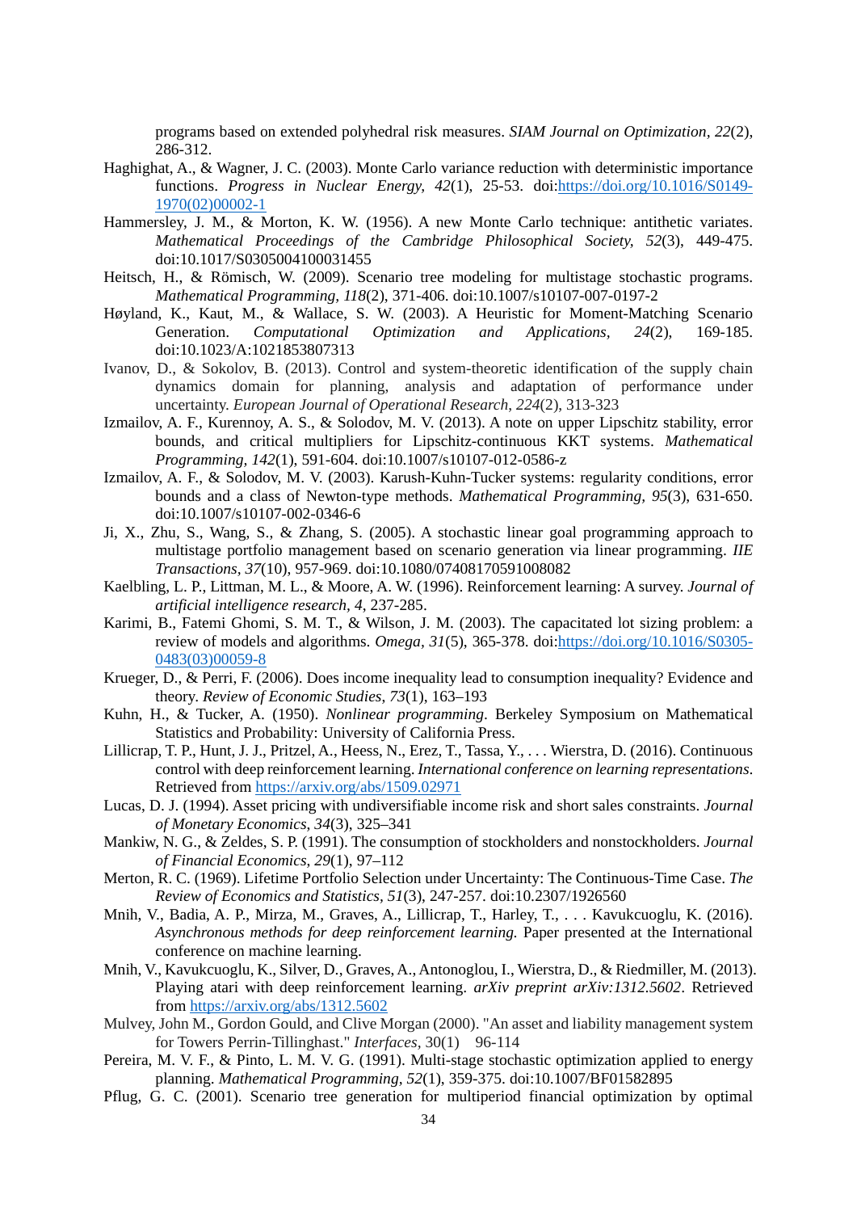programs based on extended polyhedral risk measures. *SIAM Journal on Optimization, 22*(2), 286-312.

Haghighat, A., & Wagner, J. C. (2003). Monte Carlo variance reduction with deterministic importance functions. *Progress in Nuclear Energy, 42*(1), 25-53. doi:https://doi.org/10.1016/S0149-1970(02)00002-1

Hammersley, J. M., & Morton, K. W. (1956). A new Monte Carlo technique: antithetic variates. *Mathematical Proceedings of the Cambridge Philosophical Society, 52*(3), 449-475. doi:10.1017/S0305004100031455

Heitsch, H., & Römisch, W. (2009). Scenario tree modeling for multistage stochastic programs. *Mathematical Programming, 118*(2), 371-406. doi:10.1007/s10107-007-0197-2

Høyland, K., Kaut, M., & Wallace, S. W. (2003). A Heuristic for Moment-Matching Scenario Generation. *Computational Optimization and Applications, 24*(2), 169-185. doi:10.1023/A:1021853807313

Ivanov, D., & Sokolov, B. (2013). Control and system-theoretic identification of the supply chain dynamics domain for planning, analysis and adaptation of performance under uncertainty. *European Journal of Operational Research, 224*(2), 313-323

Izmailov, A. F., Kurennoy, A. S., & Solodov, M. V. (2013). A note on upper Lipschitz stability, error bounds, and critical multipliers for Lipschitz-continuous KKT systems. *Mathematical Programming, 142*(1), 591-604. doi:10.1007/s10107-012-0586-z

Izmailov, A. F., & Solodov, M. V. (2003). Karush-Kuhn-Tucker systems: regularity conditions, error bounds and a class of Newton-type methods. *Mathematical Programming, 95*(3), 631-650. doi:10.1007/s10107-002-0346-6

Ji, X., Zhu, S., Wang, S., & Zhang, S. (2005). A stochastic linear goal programming approach to multistage portfolio management based on scenario generation via linear programming. *IIE Transactions, 37*(10), 957-969. doi:10.1080/07408170591008082

Kaelbling, L. P., Littman, M. L., & Moore, A. W. (1996). Reinforcement learning: A survey. *Journal of artificial intelligence research, 4*, 237-285.

Karimi, B., Fatemi Ghomi, S. M. T., & Wilson, J. M. (2003). The capacitated lot sizing problem: a review of models and algorithms. *Omega, 31*(5), 365-378. doi:https://doi.org/10.1016/S0305-0483(03)00059-8

Krueger, D., & Perri, F. (2006). Does income inequality lead to consumption inequality? Evidence and theory. *Review of Economic Studies, 73*(1), 163–193

Kuhn, H., & Tucker, A. (1950). *Nonlinear programming*. Berkeley Symposium on Mathematical Statistics and Probability: University of California Press.

Lillicrap, T. P., Hunt, J. J., Pritzel, A., Heess, N., Erez, T., Tassa, Y., . . . Wierstra, D. (2016). Continuous control with deep reinforcement learning. *International conference on learning representations*. Retrieved from https://arxiv.org/abs/1509.02971

Lucas, D. J. (1994). Asset pricing with undiversifiable income risk and short sales constraints. *Journal of Monetary Economics, 34*(3), 325–341

Mankiw, N. G., & Zeldes, S. P. (1991). The consumption of stockholders and nonstockholders. *Journal of Financial Economics, 29*(1), 97–112

Merton, R. C. (1969). Lifetime Portfolio Selection under Uncertainty: The Continuous-Time Case. *The Review of Economics and Statistics, 51*(3), 247-257. doi:10.2307/1926560

Mnih, V., Badia, A. P., Mirza, M., Graves, A., Lillicrap, T., Harley, T., . . . Kavukcuoglu, K. (2016). *Asynchronous methods for deep reinforcement learning.* Paper presented at the International conference on machine learning.

Mnih, V., Kavukcuoglu, K., Silver, D., Graves, A., Antonoglou, I., Wierstra, D., & Riedmiller, M. (2013). Playing atari with deep reinforcement learning. *arXiv preprint arXiv:1312.5602*. Retrieved from https://arxiv.org/abs/1312.5602

Mulvey, John M., Gordon Gould, and Clive Morgan (2000). "An asset and liability management system for Towers Perrin-Tillinghast." *Interfaces*, 30(1) 96-114

Pereira, M. V. F., & Pinto, L. M. V. G. (1991). Multi-stage stochastic optimization applied to energy planning. *Mathematical Programming, 52*(1), 359-375. doi:10.1007/BF01582895

Pflug, G. C. (2001). Scenario tree generation for multiperiod financial optimization by optimal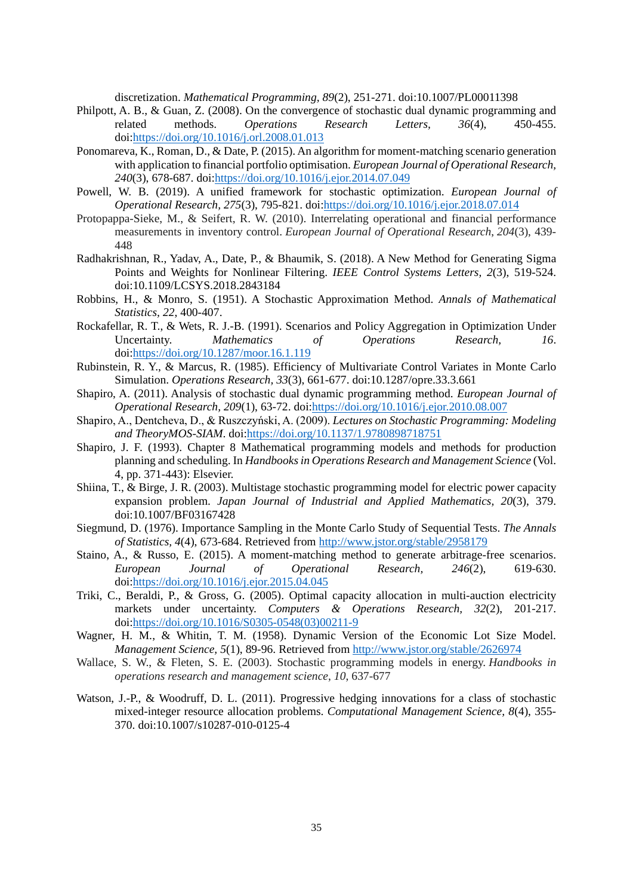discretization. *Mathematical Programming, 89*(2), 251-271. doi:10.1007/PL00011398

Philpott, A. B., & Guan, Z. (2008). On the convergence of stochastic dual dynamic programming and related methods. *Operations Research Letters, 36*(4), 450-455. doi:https://doi.org/10.1016/j.orl.2008.01.013

Ponomareva, K., Roman, D., & Date, P. (2015). An algorithm for moment-matching scenario generation with application to financial portfolio optimisation. *European Journal of Operational Research, 240*(3), 678-687. doi:https://doi.org/10.1016/j.ejor.2014.07.049

Powell, W. B. (2019). A unified framework for stochastic optimization. *European Journal of Operational Research, 275*(3), 795-821. doi:https://doi.org/10.1016/j.ejor.2018.07.014

Protopappa-Sieke, M., & Seifert, R. W. (2010). Interrelating operational and financial performance measurements in inventory control. *European Journal of Operational Research*, *204*(3), 439-448

Radhakrishnan, R., Yadav, A., Date, P., & Bhaumik, S. (2018). A New Method for Generating Sigma Points and Weights for Nonlinear Filtering. *IEEE Control Systems Letters, 2*(3), 519-524. doi:10.1109/LCSYS.2018.2843184

Robbins, H., & Monro, S. (1951). A Stochastic Approximation Method. *Annals of Mathematical Statistics, 22*, 400-407.

Rockafellar, R. T., & Wets, R. J.-B. (1991). Scenarios and Policy Aggregation in Optimization Under Uncertainty. *Mathematics of Operations Research, 16*. doi:https://doi.org/10.1287/moor.16.1.119

Rubinstein, R. Y., & Marcus, R. (1985). Efficiency of Multivariate Control Variates in Monte Carlo Simulation. *Operations Research, 33*(3), 661-677. doi:10.1287/opre.33.3.661

Shapiro, A. (2011). Analysis of stochastic dual dynamic programming method. *European Journal of Operational Research, 209*(1), 63-72. doi:https://doi.org/10.1016/j.ejor.2010.08.007

Shapiro, A., Dentcheva, D., & Ruszczyński, A. (2009). *Lectures on Stochastic Programming: Modeling and TheoryMOS-SIAM*. doi:https://doi.org/10.1137/1.9780898718751

Shapiro, J. F. (1993). Chapter 8 Mathematical programming models and methods for production planning and scheduling. In *Handbooks in Operations Research and Management Science* (Vol. 4, pp. 371-443): Elsevier.

Shiina, T., & Birge, J. R. (2003). Multistage stochastic programming model for electric power capacity expansion problem. *Japan Journal of Industrial and Applied Mathematics, 20*(3), 379. doi:10.1007/BF03167428

Siegmund, D. (1976). Importance Sampling in the Monte Carlo Study of Sequential Tests. *The Annals of Statistics, 4*(4), 673-684. Retrieved from http://www.jstor.org/stable/2958179

Staino, A., & Russo, E. (2015). A moment-matching method to generate arbitrage-free scenarios. *European Journal of Operational Research, 246*(2), 619-630. doi:https://doi.org/10.1016/j.ejor.2015.04.045

Triki, C., Beraldi, P., & Gross, G. (2005). Optimal capacity allocation in multi-auction electricity markets under uncertainty. *Computers & Operations Research, 32*(2), 201-217. doi:https://doi.org/10.1016/S0305-0548(03)00211-9

Wagner, H. M., & Whitin, T. M. (1958). Dynamic Version of the Economic Lot Size Model. *Management Science, 5*(1), 89-96. Retrieved from http://www.jstor.org/stable/2626974

Wallace, S. W., & Fleten, S. E. (2003). Stochastic programming models in energy. *Handbooks in operations research and management science*, *10*, 637-677

Watson, J.-P., & Woodruff, D. L. (2011). Progressive hedging innovations for a class of stochastic mixed-integer resource allocation problems. *Computational Management Science, 8*(4), 355-370. doi:10.1007/s10287-010-0125-4